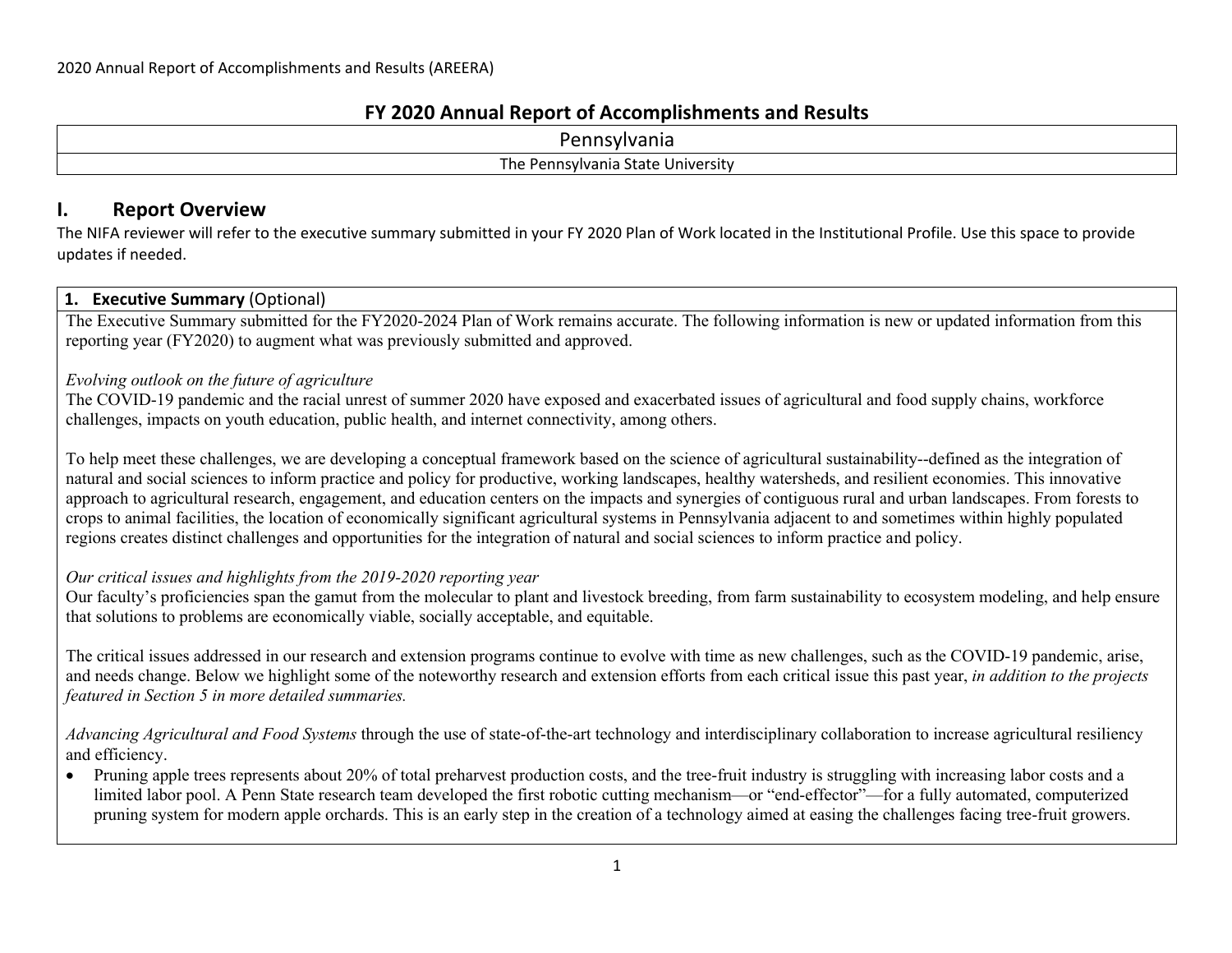# FY 2020 Annual Report of Accomplishments and Results

Pennsylvania

The Pennsylvania State University

## I. Report Overview

The NIFA reviewer will refer to the executive summary submitted in your FY 2020 Plan of Work located in the Institutional Profile. Use this space to provide updates if needed.

### 1. Executive Summary (Optional)

The Executive Summary submitted for the FY2020-2024 Plan of Work remains accurate. The following information is new or updated information from this reporting year (FY2020) to augment what was previously submitted and approved.

*Evolving outlook on the future of agriculture*

The COVID-19 pandemic and the racial unrest of summer 2020 have exposed and exacerbated issues of agricultural and food supply chains, workforce challenges, impacts on youth education, public health, and internet connectivity, among others.

To help meet these challenges, we are developing a conceptual framework based on the science of agricultural sustainability--defined as the integration of natural and social sciences to inform practice and policy for productive, working landscapes, healthy watersheds, and resilient economies. This innovative approach to agricultural research, engagement, and education centers on the impacts and synergies of contiguous rural and urban landscapes. From forests to crops to animal facilities, the location of economically significant agricultural systems in Pennsylvania adjacent to and sometimes within highly populated regions creates distinct challenges and opportunities for the integration of natural and social sciences to inform practice and policy.

*Our critical issues and highlights from the 2019-2020 reporting year*

Our faculty's proficiencies span the gamut from the molecular to plant and livestock breeding, from farm sustainability to ecosystem modeling, and help ensure that solutions to problems are economically viable, socially acceptable, and equitable.

The critical issues addressed in our research and extension programs continue to evolve with time as new challenges, such as the COVID-19 pandemic, arise, and needs change. Below we highlight some of the noteworthy research and extension efforts from each critical issue this past year, *in addition to the projects featured in Section 5 in more detailed summaries.*

*Advancing Agricultural and Food Systems* through the use of state-of-the-art technology and interdisciplinary collaboration to increase agricultural resiliency and efficiency.

- Pruning apple trees represents about 20% of total preharvest production costs, and the tree-fruit industry is struggling with increasing labor costs and a limited labor pool. A Penn State research team developed the first robotic cutting mechanism—or "end-effector"—for a fully automated, computerized pruning system for modern apple orchards. This is an early step in the creation of a technology aimed at easing the challenges facing tree-fruit growers.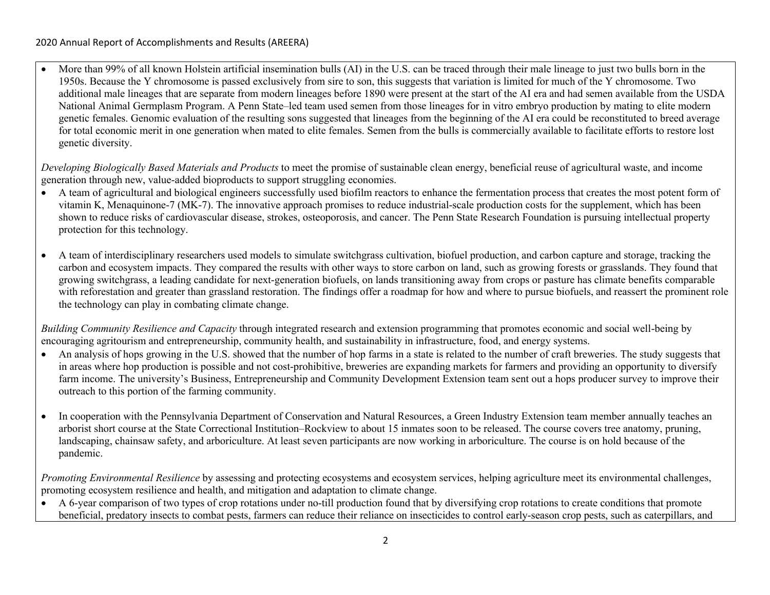- More than 99% of all known Holstein artificial insemination bulls (AI) in the U.S. can be traced through their male lineage to just two bulls born in the 1950s. Because the Y chromosome is passed exclusively from sire to son, this suggests that variation is limited for much of the Y chromosome. Two additional male lineages that are separate from modern lineages before 1890 were present at the start of the AI era and had semen available from the USDA National Animal Germplasm Program. A Penn State–led team used semen from those lineages for in vitro embryo production by mating to elite modern genetic females. Genomic evaluation of the resulting sons suggested that lineages from the beginning of the AI era could be reconstituted to breed average for total economic merit in one generation when mated to elite females. Semen from the bulls is commercially available to facilitate efforts to restore lost genetic diversity.

*Developing Biologically Based Materials and Products* to meet the promise of sustainable clean energy, beneficial reuse of agricultural waste, and income generation through new, value-added bioproducts to support struggling economies.

- A team of agricultural and biological engineers successfully used biofilm reactors to enhance the fermentation process that creates the most potent form of vitamin K, Menaquinone-7 (MK-7). The innovative approach promises to reduce industrial-scale production costs for the supplement, which has been shown to reduce risks of cardiovascular disease, strokes, osteoporosis, and cancer. The Penn State Research Foundation is pursuing intellectual property protection for this technology.

- A team of interdisciplinary researchers used models to simulate switchgrass cultivation, biofuel production, and carbon capture and storage, tracking the carbon and ecosystem impacts. They compared the results with other ways to store carbon on land, such as growing forests or grasslands. They found that growing switchgrass, a leading candidate for next-generation biofuels, on lands transitioning away from crops or pasture has climate benefits comparable with reforestation and greater than grassland restoration. The findings offer a roadmap for how and where to pursue biofuels, and reassert the prominent role the technology can play in combating climate change.

*Building Community Resilience and Capacity* through integrated research and extension programming that promotes economic and social well-being by encouraging agritourism and entrepreneurship, community health, and sustainability in infrastructure, food, and energy systems.

- An analysis of hops growing in the U.S. showed that the number of hop farms in a state is related to the number of craft breweries. The study suggests that in areas where hop production is possible and not cost-prohibitive, breweries are expanding markets for farmers and providing an opportunity to diversify farm income. The university's Business, Entrepreneurship and Community Development Extension team sent out a hops producer survey to improve their outreach to this portion of the farming community.

- In cooperation with the Pennsylvania Department of Conservation and Natural Resources, a Green Industry Extension team member annually teaches an arborist short course at the State Correctional Institution–Rockview to about 15 inmates soon to be released. The course covers tree anatomy, pruning, landscaping, chainsaw safety, and arboriculture. At least seven participants are now working in arboriculture. The course is on hold because of the pandemic.

*Promoting Environmental Resilience* by assessing and protecting ecosystems and ecosystem services, helping agriculture meet its environmental challenges, promoting ecosystem resilience and health, and mitigation and adaptation to climate change.

- A 6-year comparison of two types of crop rotations under no-till production found that by diversifying crop rotations to create conditions that promote beneficial, predatory insects to combat pests, farmers can reduce their reliance on insecticides to control early-season crop pests, such as caterpillars, and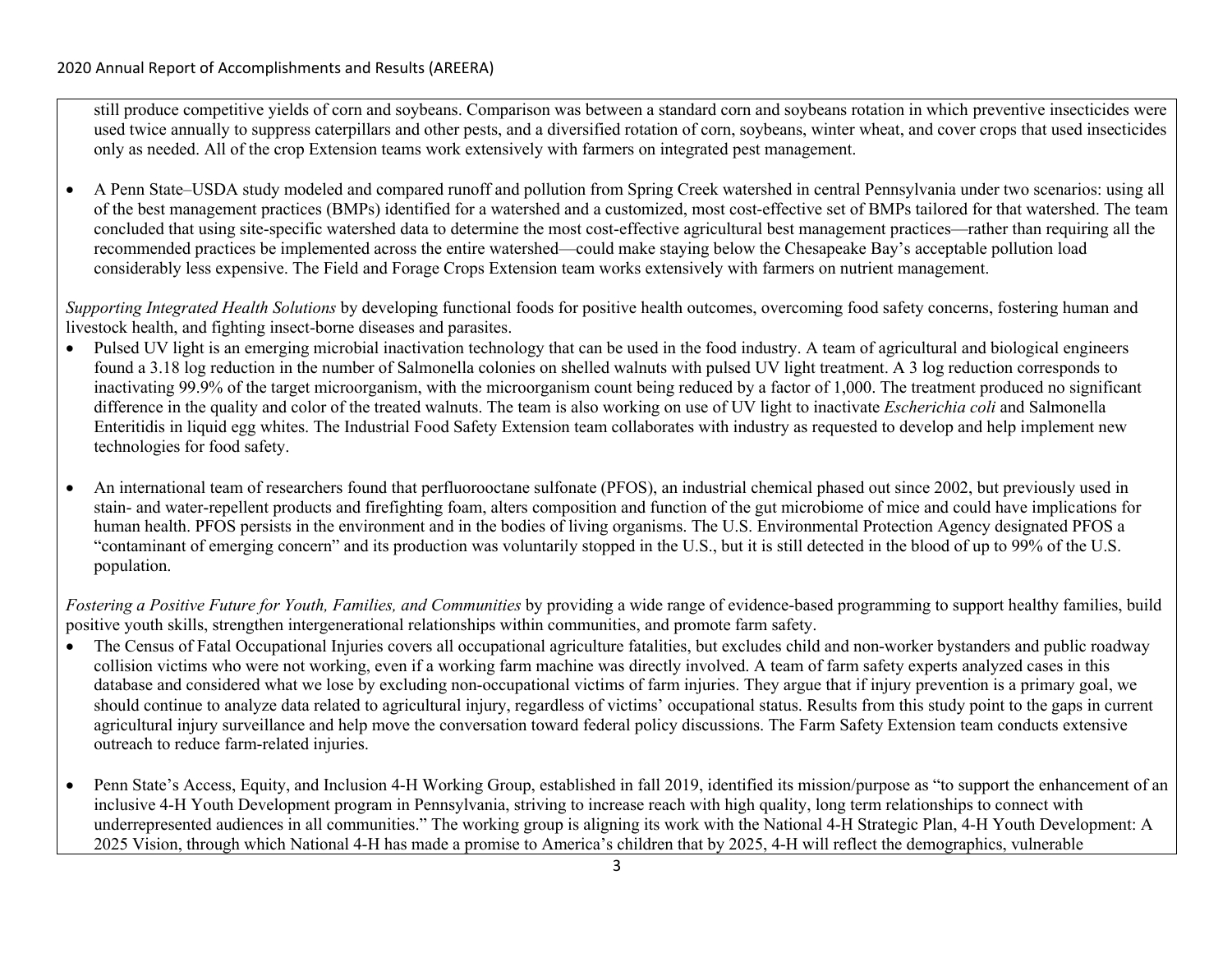still produce competitive yields of corn and soybeans. Comparison was between a standard corn and soybeans rotation in which preventive insecticides were used twice annually to suppress caterpillars and other pests, and a diversified rotation of corn, soybeans, winter wheat, and cover crops that used insecticides only as needed. All of the crop Extension teams work extensively with farmers on integrated pest management.

- A Penn State–USDA study modeled and compared runoff and pollution from Spring Creek watershed in central Pennsylvania under two scenarios: using all of the best management practices (BMPs) identified for a watershed and a customized, most cost-effective set of BMPs tailored for that watershed. The team concluded that using site-specific watershed data to determine the most cost-effective agricultural best management practices—rather than requiring all the recommended practices be implemented across the entire watershed—could make staying below the Chesapeake Bay's acceptable pollution load considerably less expensive. The Field and Forage Crops Extension team works extensively with farmers on nutrient management.

*Supporting Integrated Health Solutions* by developing functional foods for positive health outcomes, overcoming food safety concerns, fostering human and livestock health, and fighting insect-borne diseases and parasites.

- Pulsed UV light is an emerging microbial inactivation technology that can be used in the food industry. A team of agricultural and biological engineers found a 3.18 log reduction in the number of Salmonella colonies on shelled walnuts with pulsed UV light treatment. A 3 log reduction corresponds to inactivating 99.9% of the target microorganism, with the microorganism count being reduced by a factor of 1,000. The treatment produced no significant difference in the quality and color of the treated walnuts. The team is also working on use of UV light to inactivate *Escherichia coli* and Salmonella Enteritidis in liquid egg whites. The Industrial Food Safety Extension team collaborates with industry as requested to develop and help implement new technologies for food safety.

- An international team of researchers found that perfluorooctane sulfonate (PFOS), an industrial chemical phased out since 2002, but previously used in stain- and water-repellent products and firefighting foam, alters composition and function of the gut microbiome of mice and could have implications for human health. PFOS persists in the environment and in the bodies of living organisms. The U.S. Environmental Protection Agency designated PFOS a "contaminant of emerging concern" and its production was voluntarily stopped in the U.S., but it is still detected in the blood of up to 99% of the U.S. population.

*Fostering a Positive Future for Youth, Families, and Communities* by providing a wide range of evidence-based programming to support healthy families, build positive youth skills, strengthen intergenerational relationships within communities, and promote farm safety.

- The Census of Fatal Occupational Injuries covers all occupational agriculture fatalities, but excludes child and non-worker bystanders and public roadway collision victims who were not working, even if a working farm machine was directly involved. A team of farm safety experts analyzed cases in this database and considered what we lose by excluding non-occupational victims of farm injuries. They argue that if injury prevention is a primary goal, we should continue to analyze data related to agricultural injury, regardless of victims' occupational status. Results from this study point to the gaps in current agricultural injury surveillance and help move the conversation toward federal policy discussions. The Farm Safety Extension team conducts extensive outreach to reduce farm-related injuries.

- Penn State's Access, Equity, and Inclusion 4-H Working Group, established in fall 2019, identified its mission/purpose as "to support the enhancement of an inclusive 4-H Youth Development program in Pennsylvania, striving to increase reach with high quality, long term relationships to connect with underrepresented audiences in all communities." The working group is aligning its work with the National 4-H Strategic Plan, 4-H Youth Development: A 2025 Vision, through which National 4-H has made a promise to America's children that by 2025, 4-H will reflect the demographics, vulnerable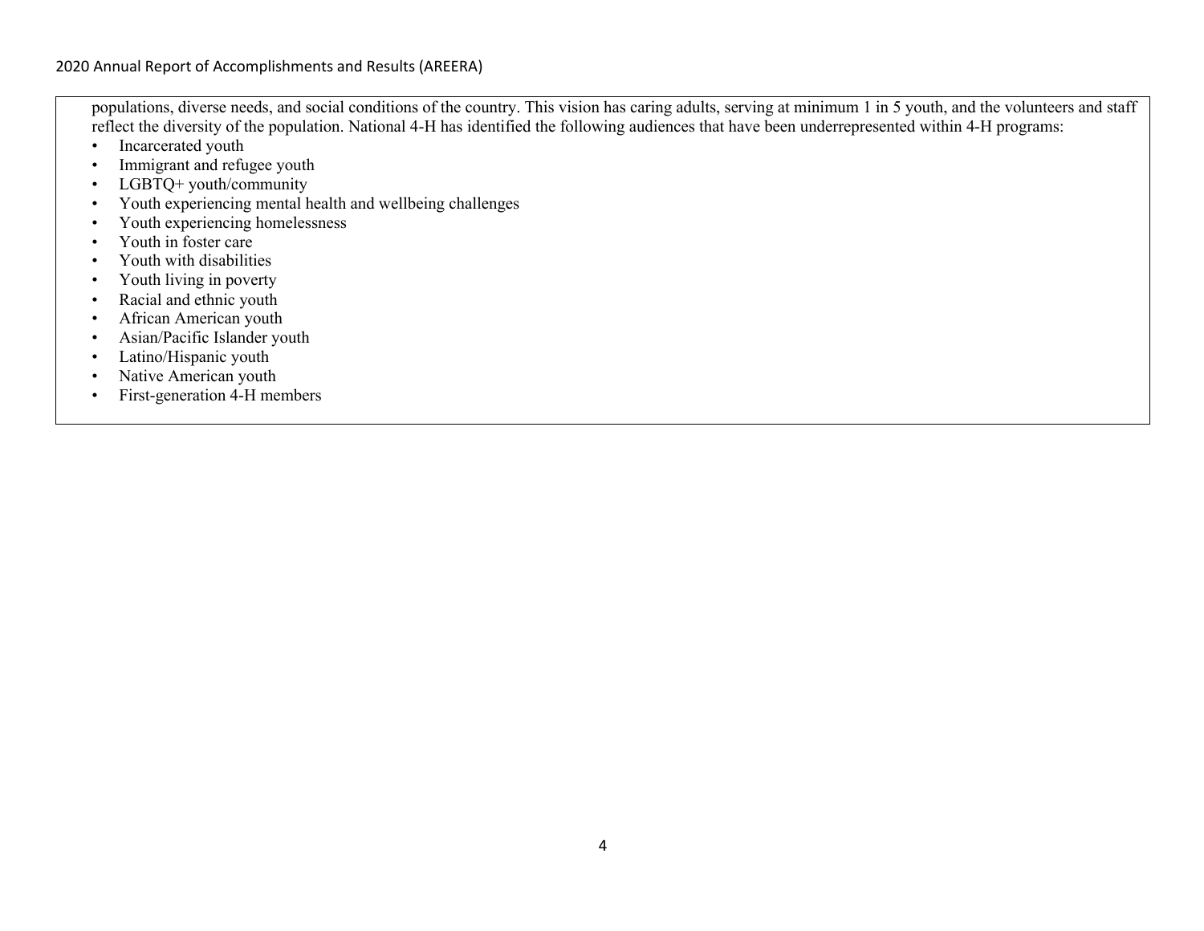populations, diverse needs, and social conditions of the country. This vision has caring adults, serving at minimum 1 in 5 youth, and the volunteers and staff reflect the diversity of the population. National 4-H has identified the following audiences that have been underrepresented within 4-H programs:

- Incarcerated youth
- Immigrant and refugee youth
- LGBTQ+ youth/community
- Youth experiencing mental health and wellbeing challenges
- Youth experiencing homelessness
- Youth in foster care
- Youth with disabilities
- Youth living in poverty
- Racial and ethnic youth
- African American youth
- Asian/Pacific Islander youth
- Latino/Hispanic youth
- Native American youth
- First-generation 4-H members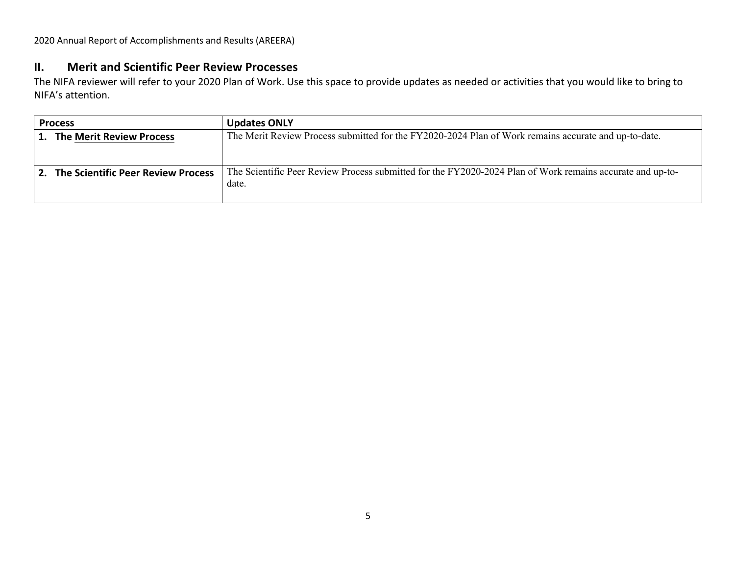## II. Merit and Scientific Peer Review Processes

The NIFA reviewer will refer to your 2020 Plan of Work. Use this space to provide updates as needed or activities that you would like to bring to NIFA's attention.

| Process | Updates ONLY |
|---|---|
| 1. The Merit Review Process | The Merit Review Process submitted for the FY2020-2024 Plan of Work remains accurate and up-to-date. |
| 2. The Scientific Peer Review Process | The Scientific Peer Review Process submitted for the FY2020-2024 Plan of Work remains accurate and up-to-date. |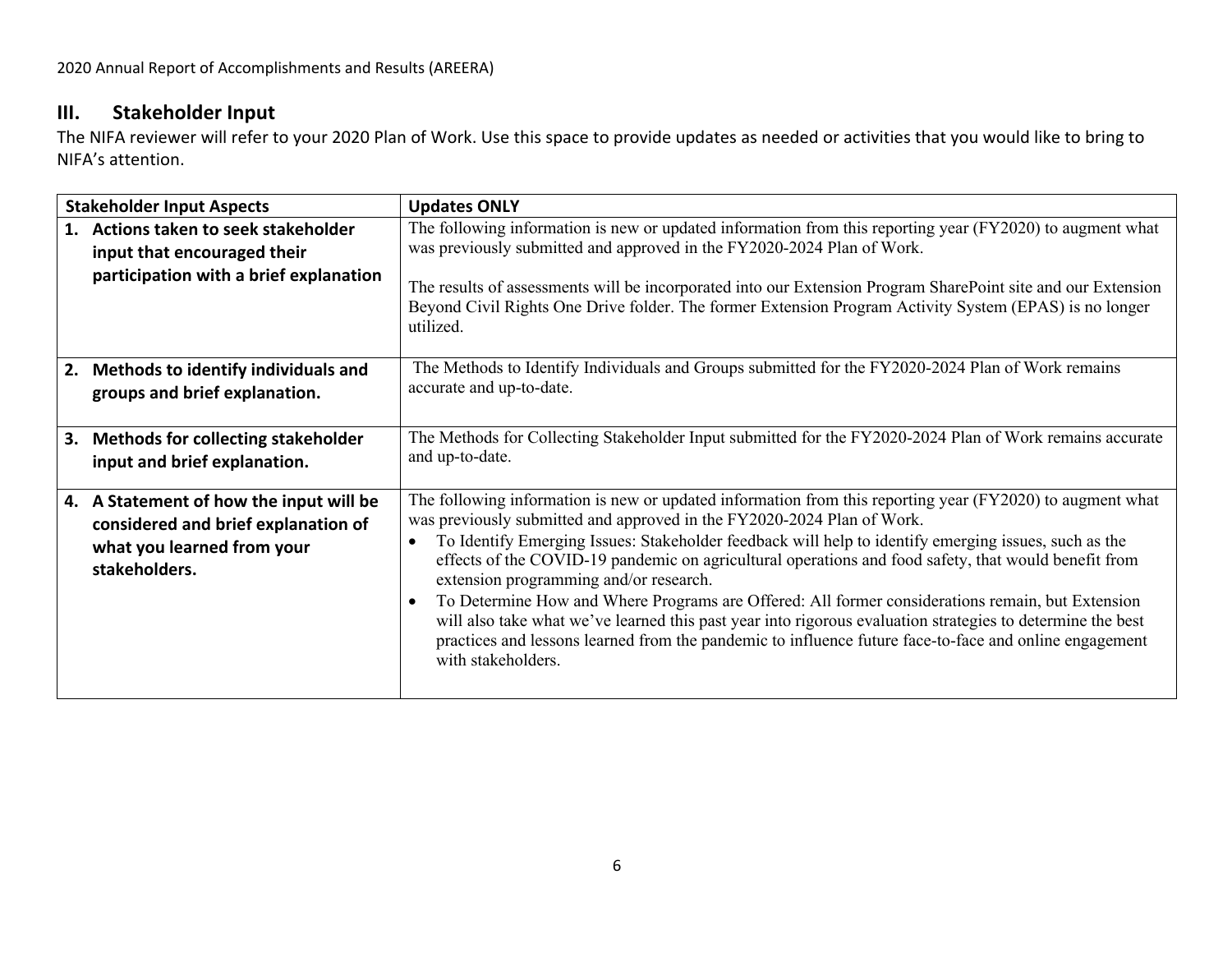## III. Stakeholder Input

The NIFA reviewer will refer to your 2020 Plan of Work. Use this space to provide updates as needed or activities that you would like to bring to NIFA's attention.

| Stakeholder Input Aspects | Updates ONLY |
|---|---|
| **1. Actions taken to seek stakeholder input that encouraged their participation with a brief explanation** | The following information is new or updated information from this reporting year (FY2020) to augment what was previously submitted and approved in the FY2020-2024 Plan of Work.<br><br>The results of assessments will be incorporated into our Extension Program SharePoint site and our Extension Beyond Civil Rights One Drive folder. The former Extension Program Activity System (EPAS) is no longer utilized. |
| **2. Methods to identify individuals and groups and brief explanation.** | The Methods to Identify Individuals and Groups submitted for the FY2020-2024 Plan of Work remains accurate and up-to-date. |
| **3. Methods for collecting stakeholder input and brief explanation.** | The Methods for Collecting Stakeholder Input submitted for the FY2020-2024 Plan of Work remains accurate and up-to-date. |
| **4. A Statement of how the input will be considered and brief explanation of what you learned from your stakeholders.** | The following information is new or updated information from this reporting year (FY2020) to augment what was previously submitted and approved in the FY2020-2024 Plan of Work.<br>• To Identify Emerging Issues: Stakeholder feedback will help to identify emerging issues, such as the effects of the COVID-19 pandemic on agricultural operations and food safety, that would benefit from extension programming and/or research.<br>• To Determine How and Where Programs are Offered: All former considerations remain, but Extension will also take what we've learned this past year into rigorous evaluation strategies to determine the best practices and lessons learned from the pandemic to influence future face-to-face and online engagement with stakeholders. |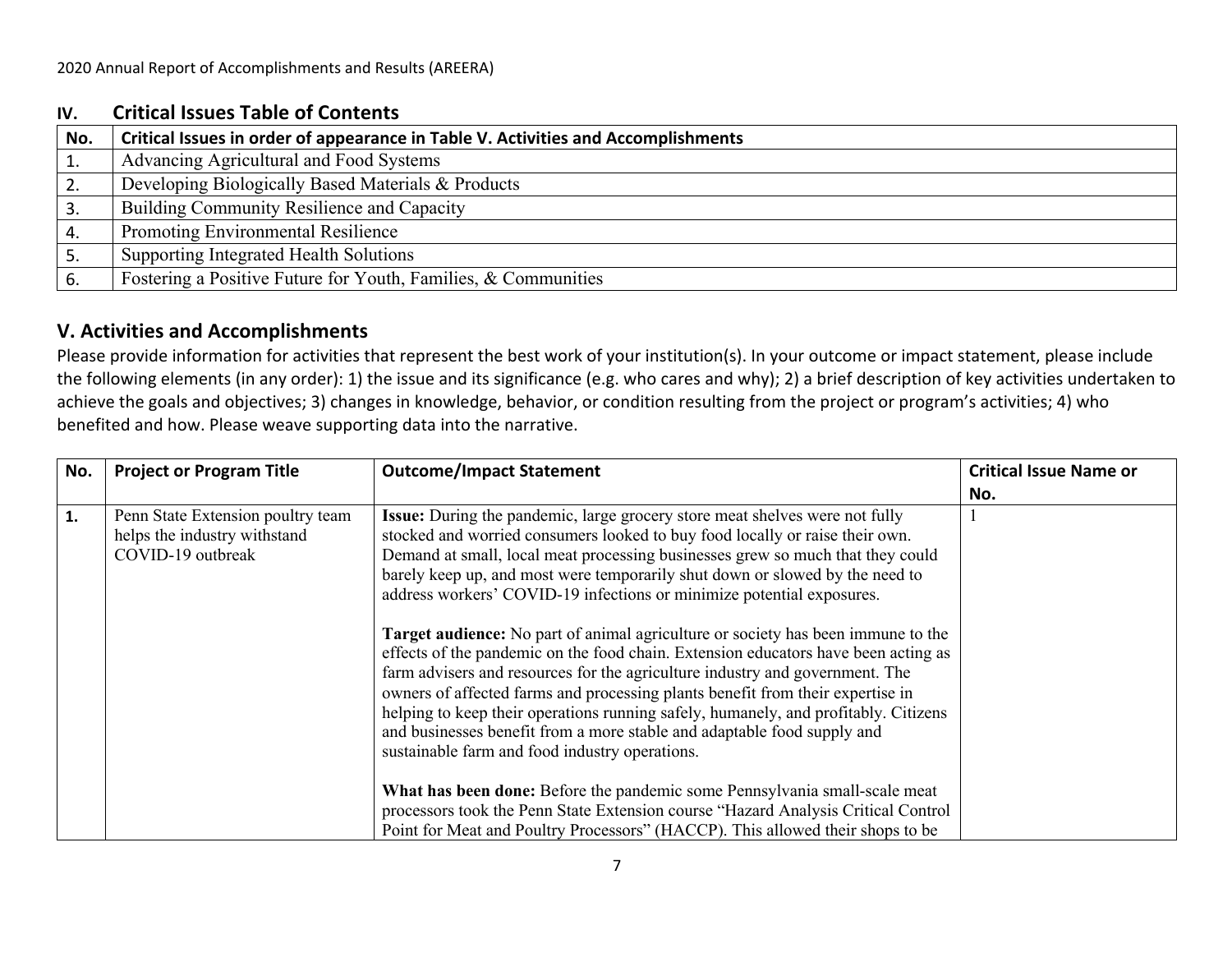## IV. Critical Issues Table of Contents

| No. | Critical Issues in order of appearance in Table V. Activities and Accomplishments |
|---|---|
| 1. | Advancing Agricultural and Food Systems |
| 2. | Developing Biologically Based Materials & Products |
| 3. | Building Community Resilience and Capacity |
| 4. | Promoting Environmental Resilience |
| 5. | Supporting Integrated Health Solutions |
| 6. | Fostering a Positive Future for Youth, Families, & Communities |

## V. Activities and Accomplishments

Please provide information for activities that represent the best work of your institution(s). In your outcome or impact statement, please include the following elements (in any order): 1) the issue and its significance (e.g. who cares and why); 2) a brief description of key activities undertaken to achieve the goals and objectives; 3) changes in knowledge, behavior, or condition resulting from the project or program's activities; 4) who benefited and how. Please weave supporting data into the narrative.

| No. | Project or Program Title | Outcome/Impact Statement | Critical Issue Name or No. |
|---|---|---|---|
| **1.** | Penn State Extension poultry team helps the industry withstand COVID-19 outbreak | **Issue:** During the pandemic, large grocery store meat shelves were not fully stocked and worried consumers looked to buy food locally or raise their own. Demand at small, local meat processing businesses grew so much that they could barely keep up, and most were temporarily shut down or slowed by the need to address workers' COVID-19 infections or minimize potential exposures.<br><br>**Target audience:** No part of animal agriculture or society has been immune to the effects of the pandemic on the food chain. Extension educators have been acting as farm advisers and resources for the agriculture industry and government. The owners of affected farms and processing plants benefit from their expertise in helping to keep their operations running safely, humanely, and profitably. Citizens and businesses benefit from a more stable and adaptable food supply and sustainable farm and food industry operations.<br><br>**What has been done:** Before the pandemic some Pennsylvania small-scale meat processors took the Penn State Extension course "Hazard Analysis Critical Control Point for Meat and Poultry Processors" (HACCP). This allowed their shops to be | 1 |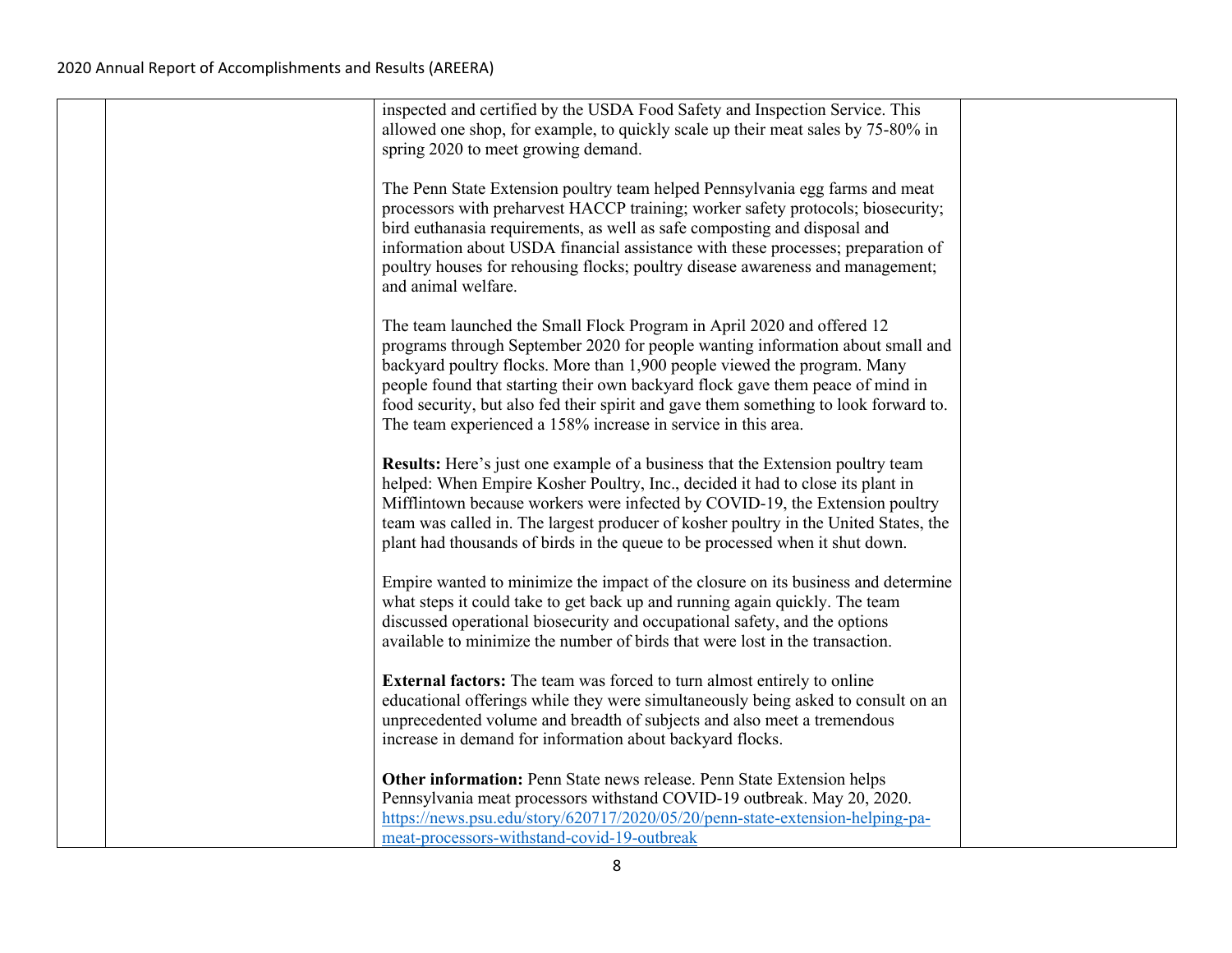inspected and certified by the USDA Food Safety and Inspection Service. This allowed one shop, for example, to quickly scale up their meat sales by 75-80% in spring 2020 to meet growing demand.

The Penn State Extension poultry team helped Pennsylvania egg farms and meat processors with preharvest HACCP training; worker safety protocols; biosecurity; bird euthanasia requirements, as well as safe composting and disposal and information about USDA financial assistance with these processes; preparation of poultry houses for rehousing flocks; poultry disease awareness and management; and animal welfare.

The team launched the Small Flock Program in April 2020 and offered 12 programs through September 2020 for people wanting information about small and backyard poultry flocks. More than 1,900 people viewed the program. Many people found that starting their own backyard flock gave them peace of mind in food security, but also fed their spirit and gave them something to look forward to. The team experienced a 158% increase in service in this area.

**Results:** Here's just one example of a business that the Extension poultry team helped: When Empire Kosher Poultry, Inc., decided it had to close its plant in Mifflintown because workers were infected by COVID-19, the Extension poultry team was called in. The largest producer of kosher poultry in the United States, the plant had thousands of birds in the queue to be processed when it shut down.

Empire wanted to minimize the impact of the closure on its business and determine what steps it could take to get back up and running again quickly. The team discussed operational biosecurity and occupational safety, and the options available to minimize the number of birds that were lost in the transaction.

**External factors:** The team was forced to turn almost entirely to online educational offerings while they were simultaneously being asked to consult on an unprecedented volume and breadth of subjects and also meet a tremendous increase in demand for information about backyard flocks.

**Other information:** Penn State news release. Penn State Extension helps Pennsylvania meat processors withstand COVID-19 outbreak. May 20, 2020. https://news.psu.edu/story/620717/2020/05/20/penn-state-extension-helping-pa-meat-processors-withstand-covid-19-outbreak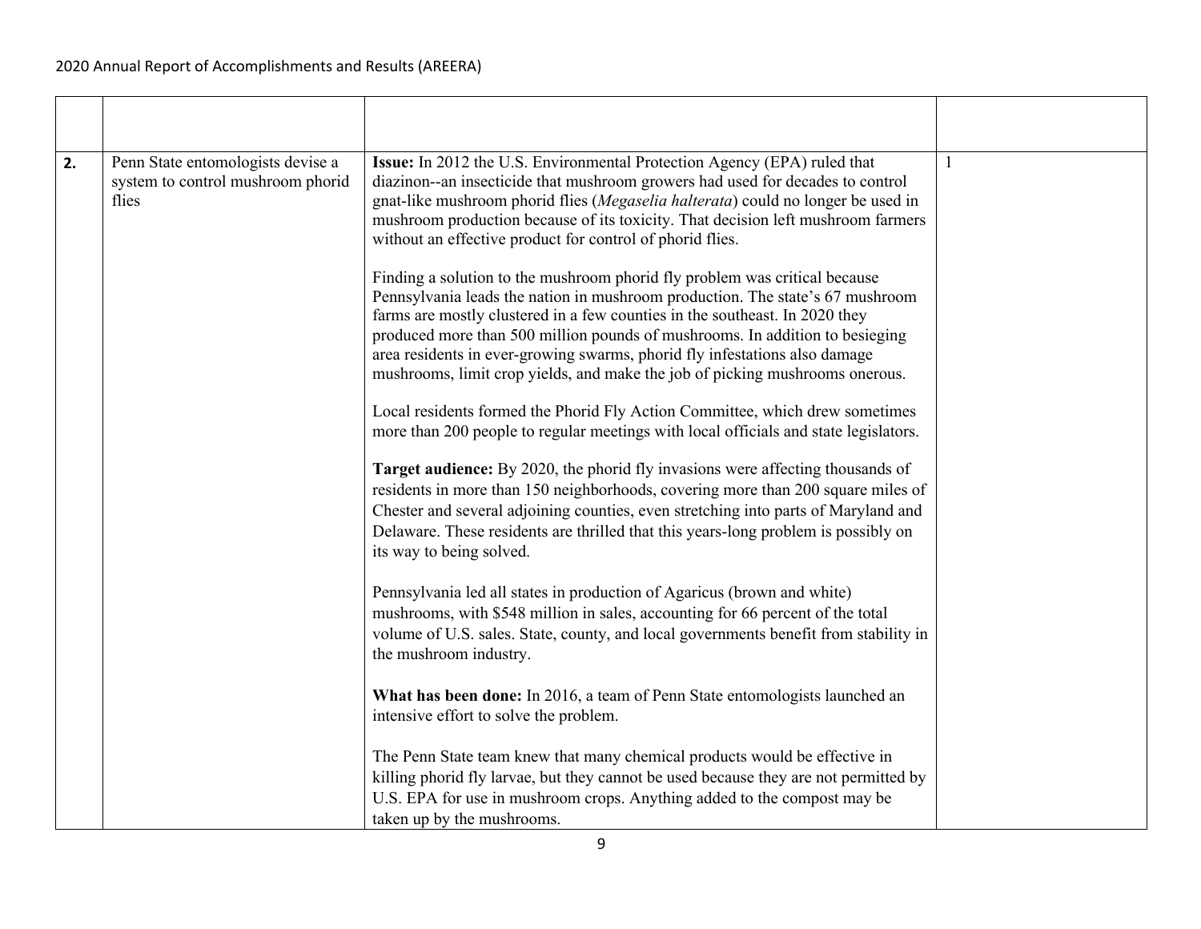| | | | |
|---|---|---|---|
| **2.** | Penn State entomologists devise a system to control mushroom phorid flies | **Issue:** In 2012 the U.S. Environmental Protection Agency (EPA) ruled that diazinon--an insecticide that mushroom growers had used for decades to control gnat-like mushroom phorid flies (*Megaselia halterata*) could no longer be used in mushroom production because of its toxicity. That decision left mushroom farmers without an effective product for control of phorid flies.<br><br>Finding a solution to the mushroom phorid fly problem was critical because Pennsylvania leads the nation in mushroom production. The state's 67 mushroom farms are mostly clustered in a few counties in the southeast. In 2020 they produced more than 500 million pounds of mushrooms. In addition to besieging area residents in ever-growing swarms, phorid fly infestations also damage mushrooms, limit crop yields, and make the job of picking mushrooms onerous.<br><br>Local residents formed the Phorid Fly Action Committee, which drew sometimes more than 200 people to regular meetings with local officials and state legislators.<br><br>**Target audience:** By 2020, the phorid fly invasions were affecting thousands of residents in more than 150 neighborhoods, covering more than 200 square miles of Chester and several adjoining counties, even stretching into parts of Maryland and Delaware. These residents are thrilled that this years-long problem is possibly on its way to being solved.<br><br>Pennsylvania led all states in production of Agaricus (brown and white) mushrooms, with \$548 million in sales, accounting for 66 percent of the total volume of U.S. sales. State, county, and local governments benefit from stability in the mushroom industry.<br><br>**What has been done:** In 2016, a team of Penn State entomologists launched an intensive effort to solve the problem.<br><br>The Penn State team knew that many chemical products would be effective in killing phorid fly larvae, but they cannot be used because they are not permitted by U.S. EPA for use in mushroom crops. Anything added to the compost may be taken up by the mushrooms. | 1 |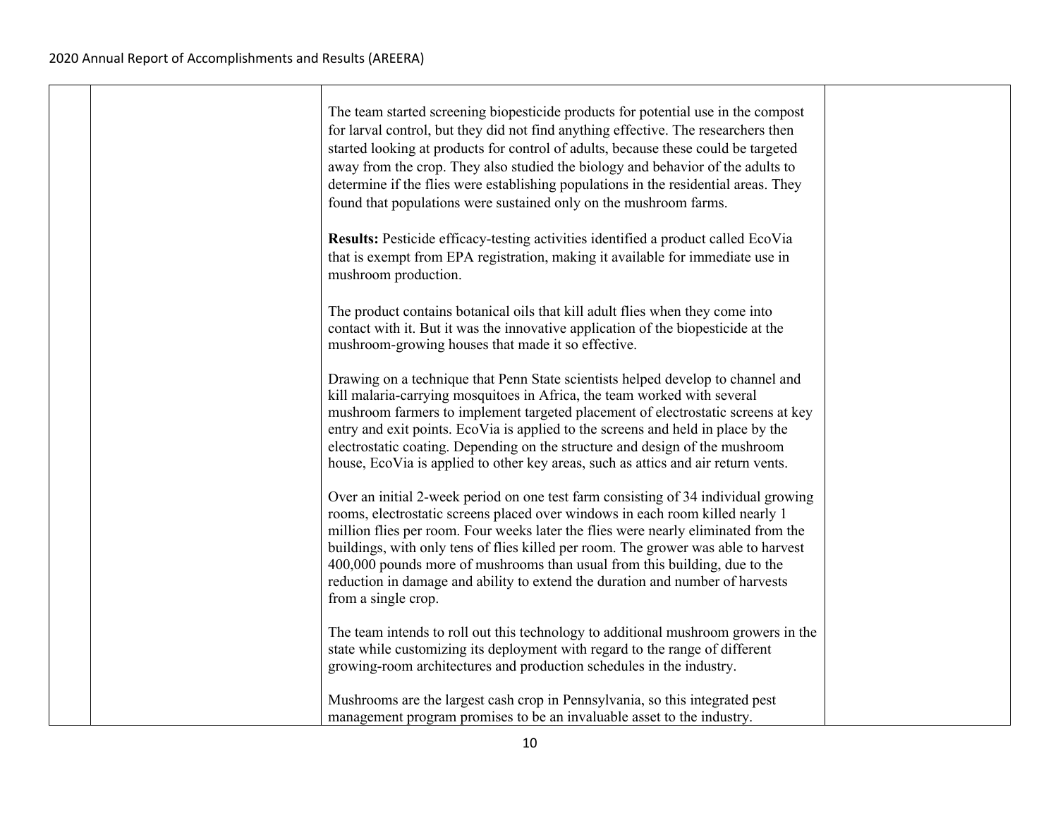The team started screening biopesticide products for potential use in the compost for larval control, but they did not find anything effective. The researchers then started looking at products for control of adults, because these could be targeted away from the crop. They also studied the biology and behavior of the adults to determine if the flies were establishing populations in the residential areas. They found that populations were sustained only on the mushroom farms.

**Results:** Pesticide efficacy-testing activities identified a product called EcoVia that is exempt from EPA registration, making it available for immediate use in mushroom production.

The product contains botanical oils that kill adult flies when they come into contact with it. But it was the innovative application of the biopesticide at the mushroom-growing houses that made it so effective.

Drawing on a technique that Penn State scientists helped develop to channel and kill malaria-carrying mosquitoes in Africa, the team worked with several mushroom farmers to implement targeted placement of electrostatic screens at key entry and exit points. EcoVia is applied to the screens and held in place by the electrostatic coating. Depending on the structure and design of the mushroom house, EcoVia is applied to other key areas, such as attics and air return vents.

Over an initial 2-week period on one test farm consisting of 34 individual growing rooms, electrostatic screens placed over windows in each room killed nearly 1 million flies per room. Four weeks later the flies were nearly eliminated from the buildings, with only tens of flies killed per room. The grower was able to harvest 400,000 pounds more of mushrooms than usual from this building, due to the reduction in damage and ability to extend the duration and number of harvests from a single crop.

The team intends to roll out this technology to additional mushroom growers in the state while customizing its deployment with regard to the range of different growing-room architectures and production schedules in the industry.

Mushrooms are the largest cash crop in Pennsylvania, so this integrated pest management program promises to be an invaluable asset to the industry.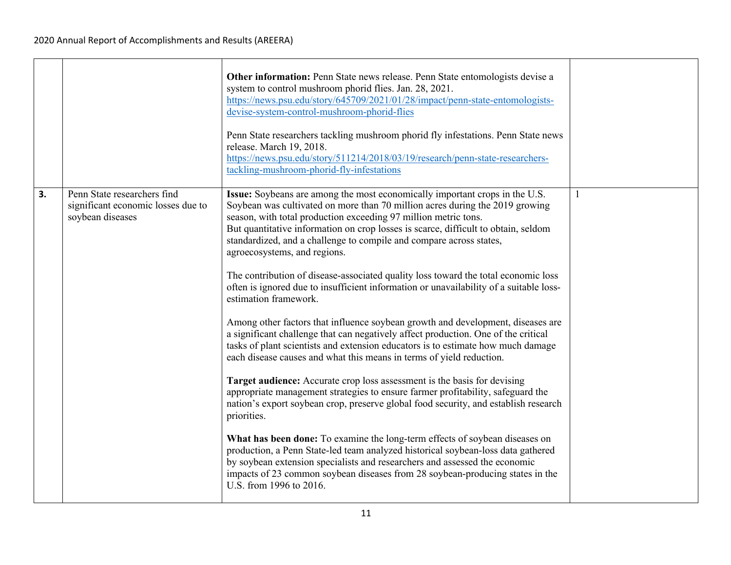| | | | |
|---|---|---|---|
| | | **Other information:** Penn State news release. Penn State entomologists devise a system to control mushroom phorid flies. Jan. 28, 2021. https://news.psu.edu/story/645709/2021/01/28/impact/penn-state-entomologists-devise-system-control-mushroom-phorid-flies<br><br>Penn State researchers tackling mushroom phorid fly infestations. Penn State news release. March 19, 2018. https://news.psu.edu/story/511214/2018/03/19/research/penn-state-researchers-tackling-mushroom-phorid-fly-infestations | |
| **3.** | Penn State researchers find significant economic losses due to soybean diseases | **Issue:** Soybeans are among the most economically important crops in the U.S. Soybean was cultivated on more than 70 million acres during the 2019 growing season, with total production exceeding 97 million metric tons.<br>But quantitative information on crop losses is scarce, difficult to obtain, seldom standardized, and a challenge to compile and compare across states, agroecosystems, and regions.<br><br>The contribution of disease-associated quality loss toward the total economic loss often is ignored due to insufficient information or unavailability of a suitable loss-estimation framework.<br><br>Among other factors that influence soybean growth and development, diseases are a significant challenge that can negatively affect production. One of the critical tasks of plant scientists and extension educators is to estimate how much damage each disease causes and what this means in terms of yield reduction.<br><br>**Target audience:** Accurate crop loss assessment is the basis for devising appropriate management strategies to ensure farmer profitability, safeguard the nation's export soybean crop, preserve global food security, and establish research priorities.<br><br>**What has been done:** To examine the long-term effects of soybean diseases on production, a Penn State-led team analyzed historical soybean-loss data gathered by soybean extension specialists and researchers and assessed the economic impacts of 23 common soybean diseases from 28 soybean-producing states in the U.S. from 1996 to 2016. | 1 |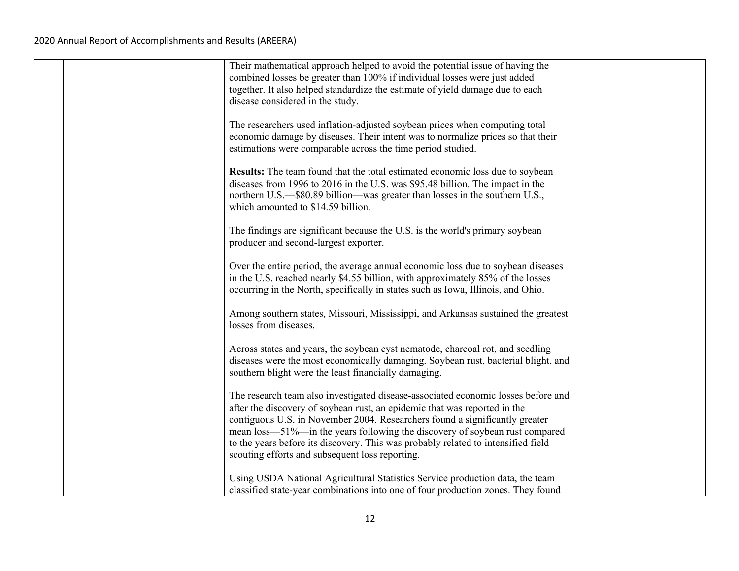Their mathematical approach helped to avoid the potential issue of having the combined losses be greater than 100% if individual losses were just added together. It also helped standardize the estimate of yield damage due to each disease considered in the study.

The researchers used inflation-adjusted soybean prices when computing total economic damage by diseases. Their intent was to normalize prices so that their estimations were comparable across the time period studied.

**Results:** The team found that the total estimated economic loss due to soybean diseases from 1996 to 2016 in the U.S. was $95.48 billion. The impact in the northern U.S.—$80.89 billion—was greater than losses in the southern U.S., which amounted to $14.59 billion.

The findings are significant because the U.S. is the world's primary soybean producer and second-largest exporter.

Over the entire period, the average annual economic loss due to soybean diseases in the U.S. reached nearly $4.55 billion, with approximately 85% of the losses occurring in the North, specifically in states such as Iowa, Illinois, and Ohio.

Among southern states, Missouri, Mississippi, and Arkansas sustained the greatest losses from diseases.

Across states and years, the soybean cyst nematode, charcoal rot, and seedling diseases were the most economically damaging. Soybean rust, bacterial blight, and southern blight were the least financially damaging.

The research team also investigated disease-associated economic losses before and after the discovery of soybean rust, an epidemic that was reported in the contiguous U.S. in November 2004. Researchers found a significantly greater mean loss—51%—in the years following the discovery of soybean rust compared to the years before its discovery. This was probably related to intensified field scouting efforts and subsequent loss reporting.

Using USDA National Agricultural Statistics Service production data, the team classified state-year combinations into one of four production zones. They found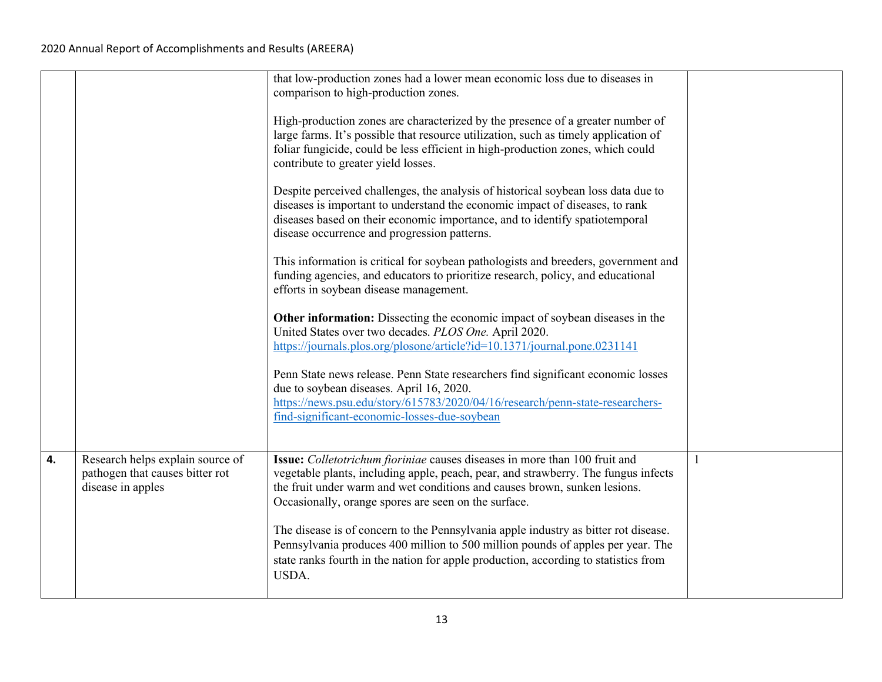| | | | |
|---|---|---|---|
| | | that low-production zones had a lower mean economic loss due to diseases in comparison to high-production zones.<br><br>High-production zones are characterized by the presence of a greater number of large farms. It's possible that resource utilization, such as timely application of foliar fungicide, could be less efficient in high-production zones, which could contribute to greater yield losses.<br><br>Despite perceived challenges, the analysis of historical soybean loss data due to diseases is important to understand the economic impact of diseases, to rank diseases based on their economic importance, and to identify spatiotemporal disease occurrence and progression patterns.<br><br>This information is critical for soybean pathologists and breeders, government and funding agencies, and educators to prioritize research, policy, and educational efforts in soybean disease management.<br><br>**Other information:** Dissecting the economic impact of soybean diseases in the United States over two decades. *PLOS One.* April 2020. https://journals.plos.org/plosone/article?id=10.1371/journal.pone.0231141<br><br>Penn State news release. Penn State researchers find significant economic losses due to soybean diseases. April 16, 2020. https://news.psu.edu/story/615783/2020/04/16/research/penn-state-researchers-find-significant-economic-losses-due-soybean | |
| **4.** | Research helps explain source of pathogen that causes bitter rot disease in apples | **Issue:** *Colletotrichum fioriniae* causes diseases in more than 100 fruit and vegetable plants, including apple, peach, pear, and strawberry. The fungus infects the fruit under warm and wet conditions and causes brown, sunken lesions. Occasionally, orange spores are seen on the surface.<br><br>The disease is of concern to the Pennsylvania apple industry as bitter rot disease. Pennsylvania produces 400 million to 500 million pounds of apples per year. The state ranks fourth in the nation for apple production, according to statistics from USDA. | 1 |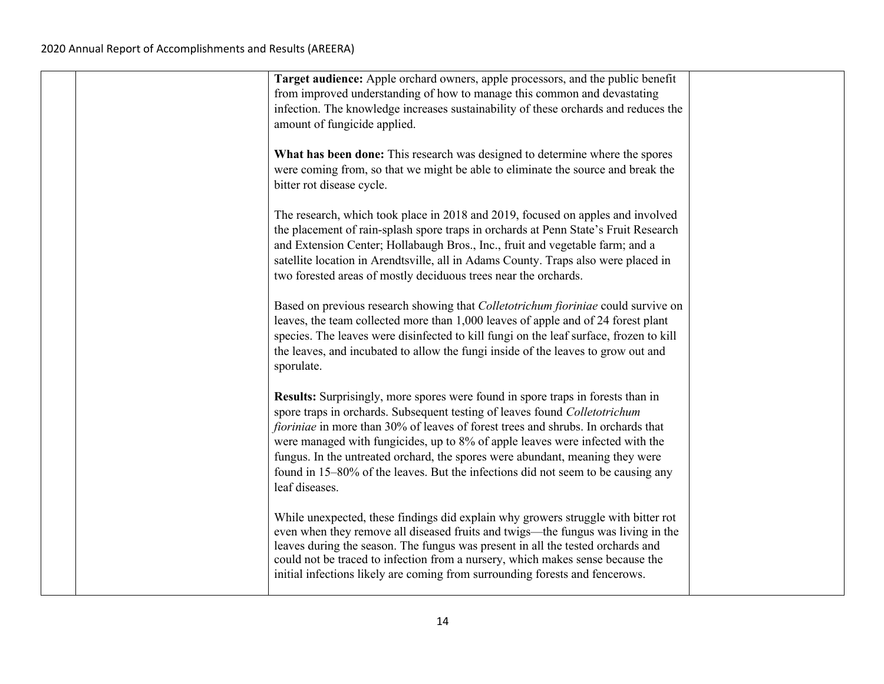| | | | |
|---|---|---|---|
| | | **Target audience:** Apple orchard owners, apple processors, and the public benefit from improved understanding of how to manage this common and devastating infection. The knowledge increases sustainability of these orchards and reduces the amount of fungicide applied.<br><br>**What has been done:** This research was designed to determine where the spores were coming from, so that we might be able to eliminate the source and break the bitter rot disease cycle.<br><br>The research, which took place in 2018 and 2019, focused on apples and involved the placement of rain-splash spore traps in orchards at Penn State's Fruit Research and Extension Center; Hollabaugh Bros., Inc., fruit and vegetable farm; and a satellite location in Arendtsville, all in Adams County. Traps also were placed in two forested areas of mostly deciduous trees near the orchards.<br><br>Based on previous research showing that *Colletotrichum fioriniae* could survive on leaves, the team collected more than 1,000 leaves of apple and of 24 forest plant species. The leaves were disinfected to kill fungi on the leaf surface, frozen to kill the leaves, and incubated to allow the fungi inside of the leaves to grow out and sporulate.<br><br>**Results:** Surprisingly, more spores were found in spore traps in forests than in spore traps in orchards. Subsequent testing of leaves found *Colletotrichum fioriniae* in more than 30% of leaves of forest trees and shrubs. In orchards that were managed with fungicides, up to 8% of apple leaves were infected with the fungus. In the untreated orchard, the spores were abundant, meaning they were found in 15–80% of the leaves. But the infections did not seem to be causing any leaf diseases.<br><br>While unexpected, these findings did explain why growers struggle with bitter rot even when they remove all diseased fruits and twigs—the fungus was living in the leaves during the season. The fungus was present in all the tested orchards and could not be traced to infection from a nursery, which makes sense because the initial infections likely are coming from surrounding forests and fencerows. | |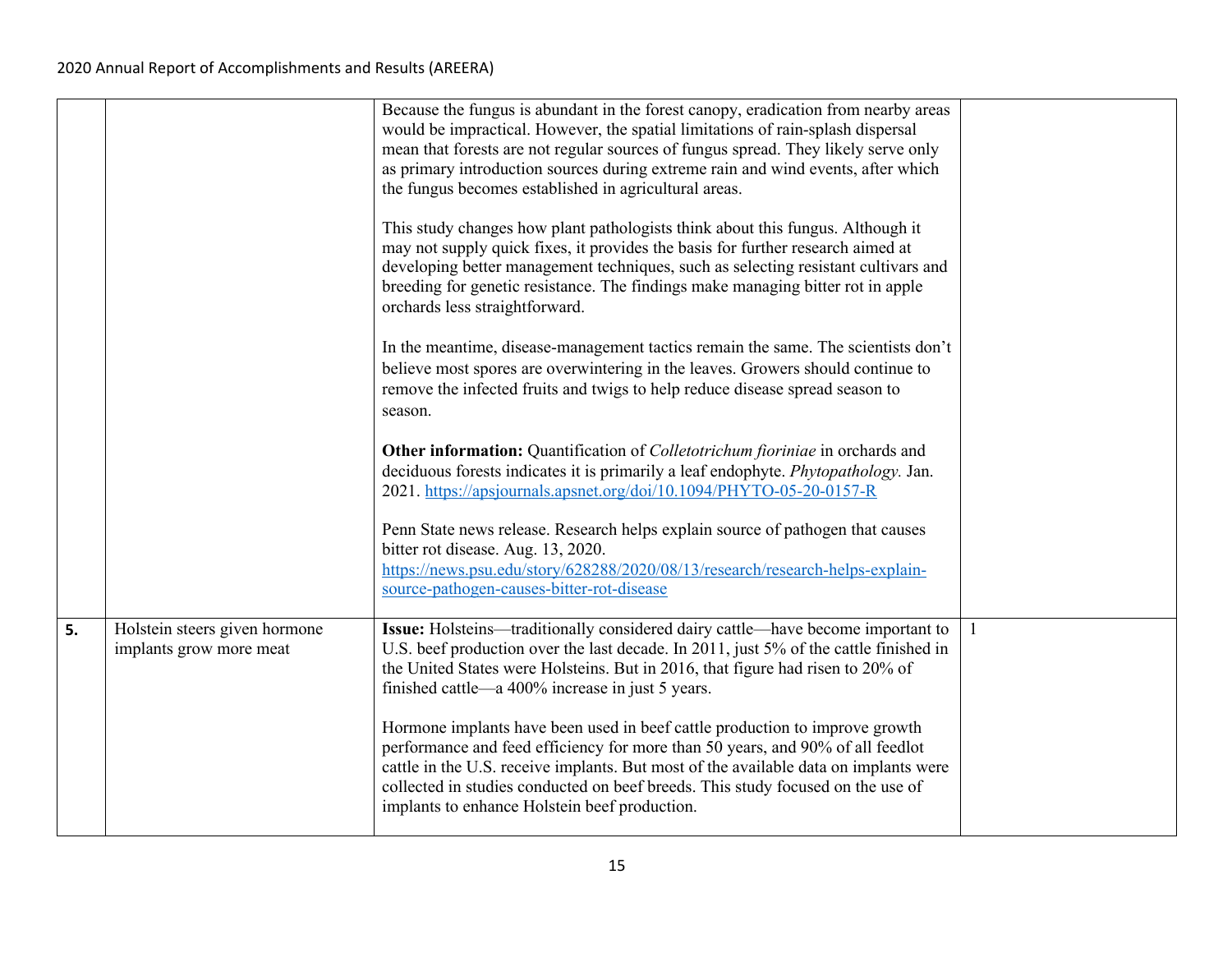| | | | |
|---|---|---|---|
| | | Because the fungus is abundant in the forest canopy, eradication from nearby areas would be impractical. However, the spatial limitations of rain-splash dispersal mean that forests are not regular sources of fungus spread. They likely serve only as primary introduction sources during extreme rain and wind events, after which the fungus becomes established in agricultural areas.<br><br>This study changes how plant pathologists think about this fungus. Although it may not supply quick fixes, it provides the basis for further research aimed at developing better management techniques, such as selecting resistant cultivars and breeding for genetic resistance. The findings make managing bitter rot in apple orchards less straightforward.<br><br>In the meantime, disease-management tactics remain the same. The scientists don't believe most spores are overwintering in the leaves. Growers should continue to remove the infected fruits and twigs to help reduce disease spread season to season.<br><br>**Other information:** Quantification of *Colletotrichum fioriniae* in orchards and deciduous forests indicates it is primarily a leaf endophyte. *Phytopathology.* Jan. 2021. https://apsjournals.apsnet.org/doi/10.1094/PHYTO-05-20-0157-R<br><br>Penn State news release. Research helps explain source of pathogen that causes bitter rot disease. Aug. 13, 2020. https://news.psu.edu/story/628288/2020/08/13/research/research-helps-explain-source-pathogen-causes-bitter-rot-disease | |
| **5.** | Holstein steers given hormone implants grow more meat | **Issue:** Holsteins—traditionally considered dairy cattle—have become important to U.S. beef production over the last decade. In 2011, just 5% of the cattle finished in the United States were Holsteins. But in 2016, that figure had risen to 20% of finished cattle—a 400% increase in just 5 years.<br><br>Hormone implants have been used in beef cattle production to improve growth performance and feed efficiency for more than 50 years, and 90% of all feedlot cattle in the U.S. receive implants. But most of the available data on implants were collected in studies conducted on beef breeds. This study focused on the use of implants to enhance Holstein beef production. | 1 |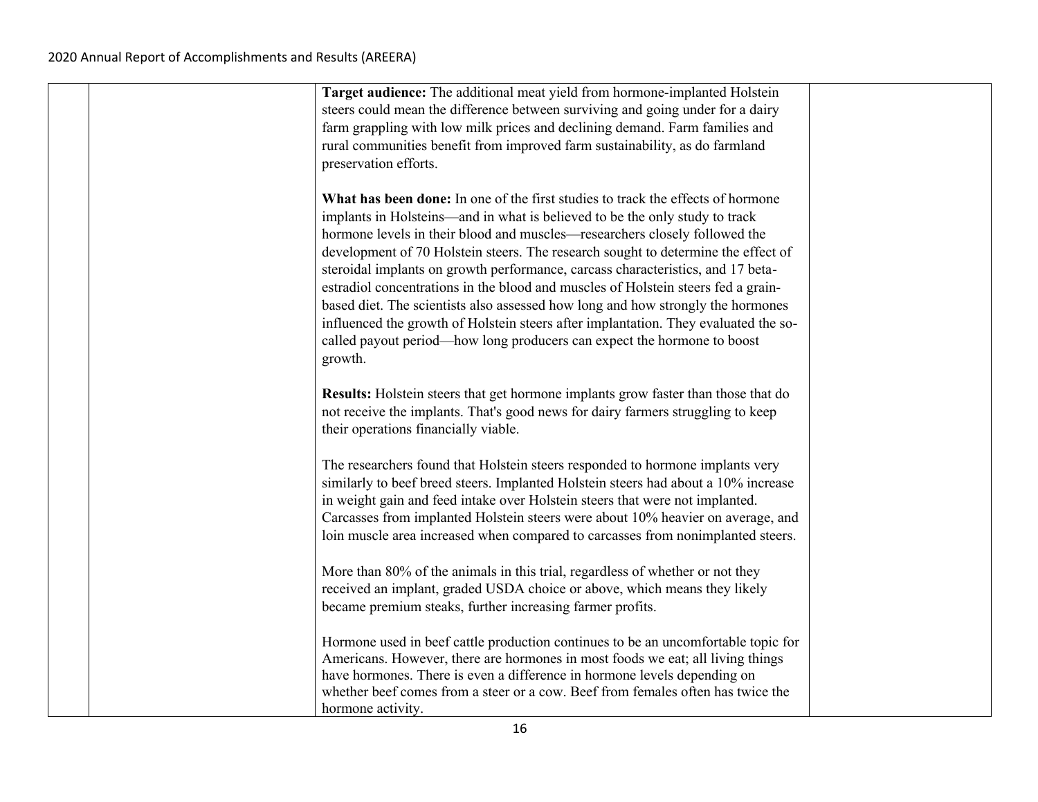| | | | |
|---|---|---|---|
| | | **Target audience:** The additional meat yield from hormone-implanted Holstein steers could mean the difference between surviving and going under for a dairy farm grappling with low milk prices and declining demand. Farm families and rural communities benefit from improved farm sustainability, as do farmland preservation efforts.<br><br>**What has been done:** In one of the first studies to track the effects of hormone implants in Holsteins—and in what is believed to be the only study to track hormone levels in their blood and muscles—researchers closely followed the development of 70 Holstein steers. The research sought to determine the effect of steroidal implants on growth performance, carcass characteristics, and 17 beta-estradiol concentrations in the blood and muscles of Holstein steers fed a grain-based diet. The scientists also assessed how long and how strongly the hormones influenced the growth of Holstein steers after implantation. They evaluated the so-called payout period—how long producers can expect the hormone to boost growth.<br><br>**Results:** Holstein steers that get hormone implants grow faster than those that do not receive the implants. That's good news for dairy farmers struggling to keep their operations financially viable.<br><br>The researchers found that Holstein steers responded to hormone implants very similarly to beef breed steers. Implanted Holstein steers had about a 10% increase in weight gain and feed intake over Holstein steers that were not implanted. Carcasses from implanted Holstein steers were about 10% heavier on average, and loin muscle area increased when compared to carcasses from nonimplanted steers.<br><br>More than 80% of the animals in this trial, regardless of whether or not they received an implant, graded USDA choice or above, which means they likely became premium steaks, further increasing farmer profits.<br><br>Hormone used in beef cattle production continues to be an uncomfortable topic for Americans. However, there are hormones in most foods we eat; all living things have hormones. There is even a difference in hormone levels depending on whether beef comes from a steer or a cow. Beef from females often has twice the hormone activity. | |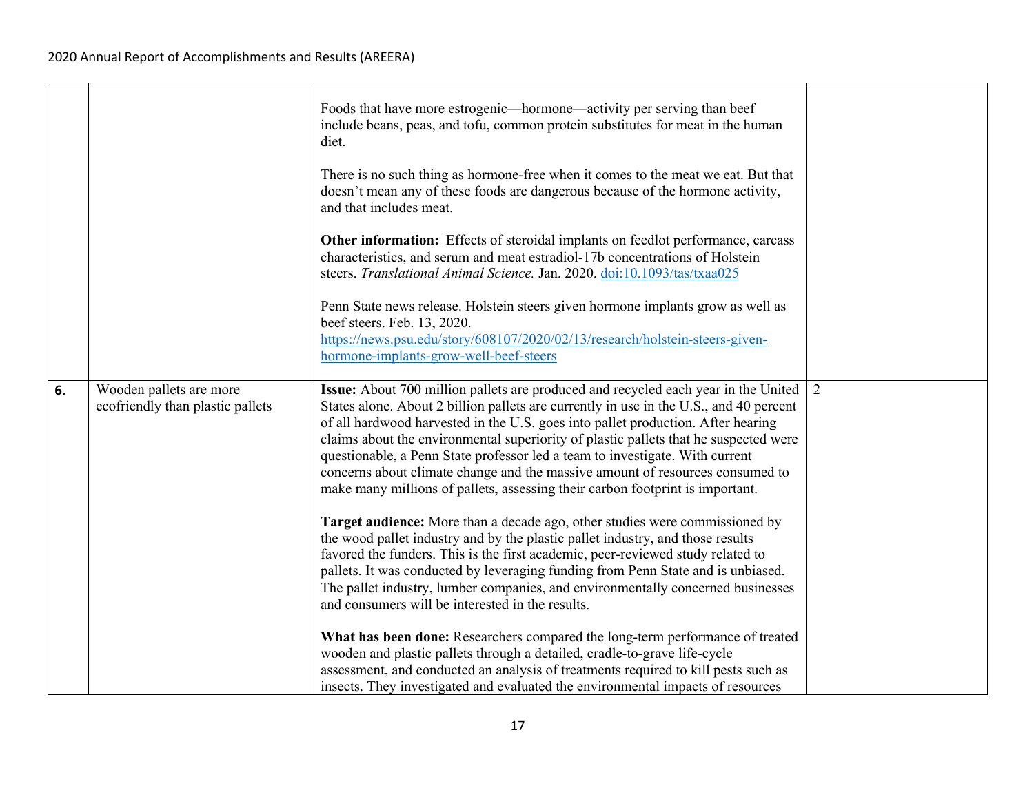| | | | |
|---|---|---|---|
| | | Foods that have more estrogenic—hormone—activity per serving than beef include beans, peas, and tofu, common protein substitutes for meat in the human diet.<br><br>There is no such thing as hormone-free when it comes to the meat we eat. But that doesn't mean any of these foods are dangerous because of the hormone activity, and that includes meat.<br><br>**Other information:** Effects of steroidal implants on feedlot performance, carcass characteristics, and serum and meat estradiol-17b concentrations of Holstein steers. *Translational Animal Science.* Jan. 2020. doi:10.1093/tas/txaa025<br><br>Penn State news release. Holstein steers given hormone implants grow as well as beef steers. Feb. 13, 2020. https://news.psu.edu/story/608107/2020/02/13/research/holstein-steers-given-hormone-implants-grow-well-beef-steers | |
| **6.** | Wooden pallets are more ecofriendly than plastic pallets | **Issue:** About 700 million pallets are produced and recycled each year in the United States alone. About 2 billion pallets are currently in use in the U.S., and 40 percent of all hardwood harvested in the U.S. goes into pallet production. After hearing claims about the environmental superiority of plastic pallets that he suspected were questionable, a Penn State professor led a team to investigate. With current concerns about climate change and the massive amount of resources consumed to make many millions of pallets, assessing their carbon footprint is important.<br><br>**Target audience:** More than a decade ago, other studies were commissioned by the wood pallet industry and by the plastic pallet industry, and those results favored the funders. This is the first academic, peer-reviewed study related to pallets. It was conducted by leveraging funding from Penn State and is unbiased. The pallet industry, lumber companies, and environmentally concerned businesses and consumers will be interested in the results.<br><br>**What has been done:** Researchers compared the long-term performance of treated wooden and plastic pallets through a detailed, cradle-to-grave life-cycle assessment, and conducted an analysis of treatments required to kill pests such as insects. They investigated and evaluated the environmental impacts of resources | 2 |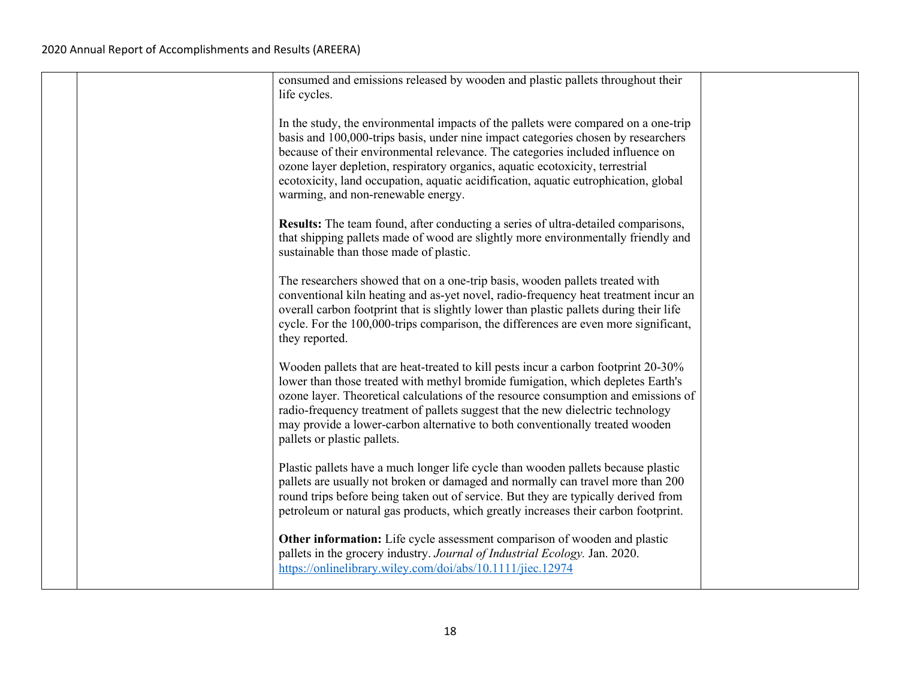| | | consumed and emissions released by wooden and plastic pallets throughout their life cycles.<br><br>In the study, the environmental impacts of the pallets were compared on a one-trip basis and 100,000-trips basis, under nine impact categories chosen by researchers because of their environmental relevance. The categories included influence on ozone layer depletion, respiratory organics, aquatic ecotoxicity, terrestrial ecotoxicity, land occupation, aquatic acidification, aquatic eutrophication, global warming, and non-renewable energy.<br><br>**Results:** The team found, after conducting a series of ultra-detailed comparisons, that shipping pallets made of wood are slightly more environmentally friendly and sustainable than those made of plastic.<br><br>The researchers showed that on a one-trip basis, wooden pallets treated with conventional kiln heating and as-yet novel, radio-frequency heat treatment incur an overall carbon footprint that is slightly lower than plastic pallets during their life cycle. For the 100,000-trips comparison, the differences are even more significant, they reported.<br><br>Wooden pallets that are heat-treated to kill pests incur a carbon footprint 20-30% lower than those treated with methyl bromide fumigation, which depletes Earth's ozone layer. Theoretical calculations of the resource consumption and emissions of radio-frequency treatment of pallets suggest that the new dielectric technology may provide a lower-carbon alternative to both conventionally treated wooden pallets or plastic pallets.<br><br>Plastic pallets have a much longer life cycle than wooden pallets because plastic pallets are usually not broken or damaged and normally can travel more than 200 round trips before being taken out of service. But they are typically derived from petroleum or natural gas products, which greatly increases their carbon footprint.<br><br>**Other information:** Life cycle assessment comparison of wooden and plastic pallets in the grocery industry. *Journal of Industrial Ecology.* Jan. 2020. https://onlinelibrary.wiley.com/doi/abs/10.1111/jiec.12974 | |
|---|---|---|---|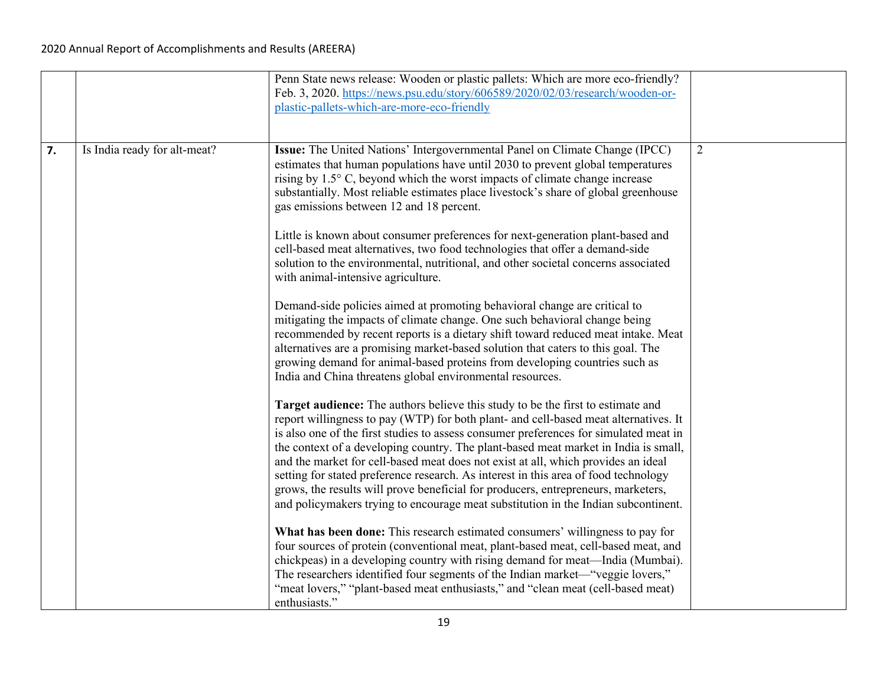| | | | |
|---|---|---|---|
| | | Penn State news release: Wooden or plastic pallets: Which are more eco-friendly? Feb. 3, 2020. https://news.psu.edu/story/606589/2020/02/03/research/wooden-or-plastic-pallets-which-are-more-eco-friendly | |
| **7.** | Is India ready for alt-meat? | **Issue:** The United Nations' Intergovernmental Panel on Climate Change (IPCC) estimates that human populations have until 2030 to prevent global temperatures rising by 1.5° C, beyond which the worst impacts of climate change increase substantially. Most reliable estimates place livestock's share of global greenhouse gas emissions between 12 and 18 percent.<br><br>Little is known about consumer preferences for next-generation plant-based and cell-based meat alternatives, two food technologies that offer a demand-side solution to the environmental, nutritional, and other societal concerns associated with animal-intensive agriculture.<br><br>Demand-side policies aimed at promoting behavioral change are critical to mitigating the impacts of climate change. One such behavioral change being recommended by recent reports is a dietary shift toward reduced meat intake. Meat alternatives are a promising market-based solution that caters to this goal. The growing demand for animal-based proteins from developing countries such as India and China threatens global environmental resources.<br><br>**Target audience:** The authors believe this study to be the first to estimate and report willingness to pay (WTP) for both plant- and cell-based meat alternatives. It is also one of the first studies to assess consumer preferences for simulated meat in the context of a developing country. The plant-based meat market in India is small, and the market for cell-based meat does not exist at all, which provides an ideal setting for stated preference research. As interest in this area of food technology grows, the results will prove beneficial for producers, entrepreneurs, marketers, and policymakers trying to encourage meat substitution in the Indian subcontinent.<br><br>**What has been done:** This research estimated consumers' willingness to pay for four sources of protein (conventional meat, plant-based meat, cell-based meat, and chickpeas) in a developing country with rising demand for meat—India (Mumbai). The researchers identified four segments of the Indian market—"veggie lovers," "meat lovers," "plant-based meat enthusiasts," and "clean meat (cell-based meat) enthusiasts." | 2 |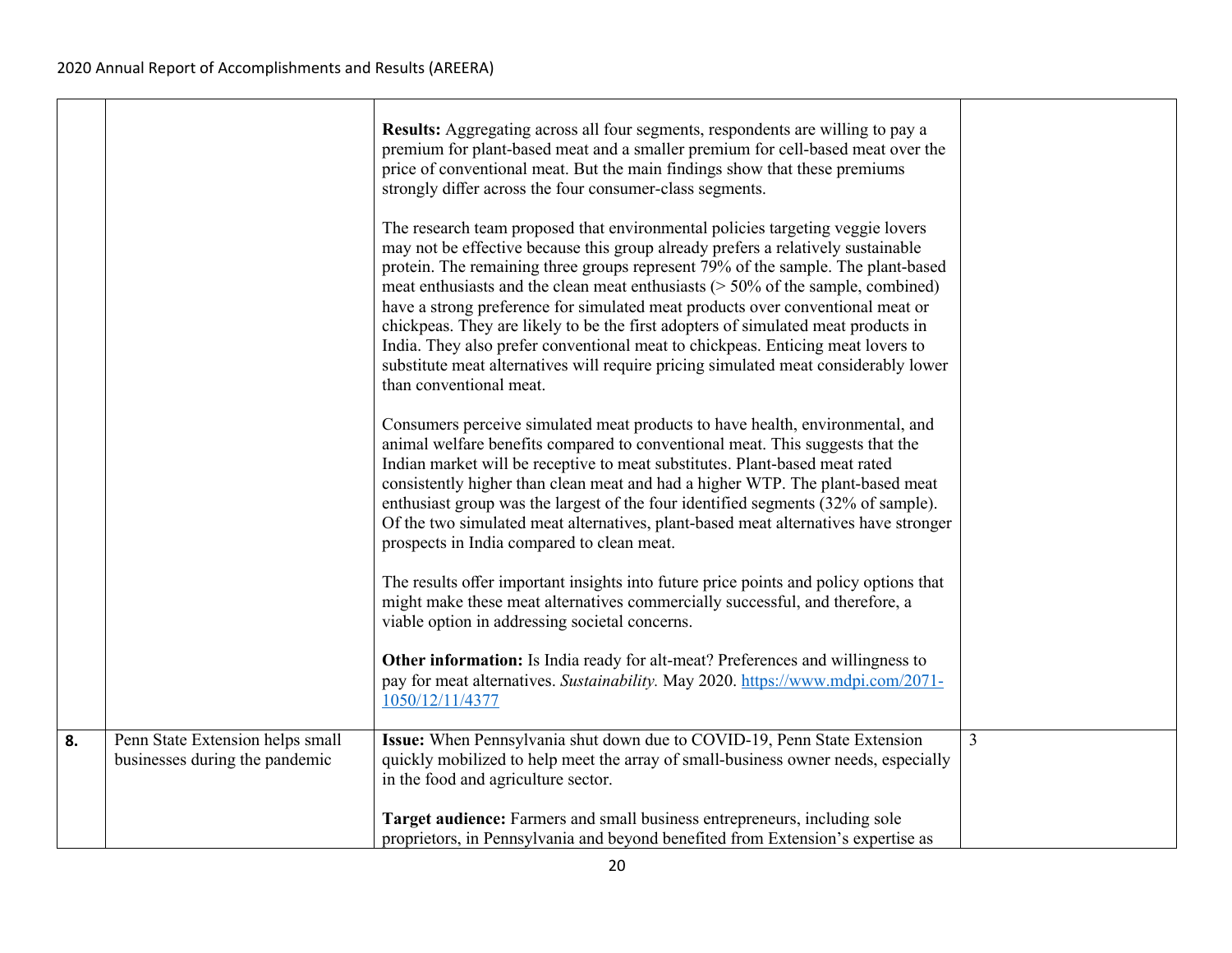| | | | |
|---|---|---|---|
| | | **Results:** Aggregating across all four segments, respondents are willing to pay a premium for plant-based meat and a smaller premium for cell-based meat over the price of conventional meat. But the main findings show that these premiums strongly differ across the four consumer-class segments.<br><br>The research team proposed that environmental policies targeting veggie lovers may not be effective because this group already prefers a relatively sustainable protein. The remaining three groups represent 79% of the sample. The plant-based meat enthusiasts and the clean meat enthusiasts (> 50% of the sample, combined) have a strong preference for simulated meat products over conventional meat or chickpeas. They are likely to be the first adopters of simulated meat products in India. They also prefer conventional meat to chickpeas. Enticing meat lovers to substitute meat alternatives will require pricing simulated meat considerably lower than conventional meat.<br><br>Consumers perceive simulated meat products to have health, environmental, and animal welfare benefits compared to conventional meat. This suggests that the Indian market will be receptive to meat substitutes. Plant-based meat rated consistently higher than clean meat and had a higher WTP. The plant-based meat enthusiast group was the largest of the four identified segments (32% of sample). Of the two simulated meat alternatives, plant-based meat alternatives have stronger prospects in India compared to clean meat.<br><br>The results offer important insights into future price points and policy options that might make these meat alternatives commercially successful, and therefore, a viable option in addressing societal concerns.<br><br>**Other information:** Is India ready for alt-meat? Preferences and willingness to pay for meat alternatives. *Sustainability.* May 2020. [https://www.mdpi.com/2071-1050/12/11/4377](https://www.mdpi.com/2071-1050/12/11/4377) | |
| **8.** | Penn State Extension helps small businesses during the pandemic | **Issue:** When Pennsylvania shut down due to COVID-19, Penn State Extension quickly mobilized to help meet the array of small-business owner needs, especially in the food and agriculture sector.<br><br>**Target audience:** Farmers and small business entrepreneurs, including sole proprietors, in Pennsylvania and beyond benefited from Extension's expertise as | 3 |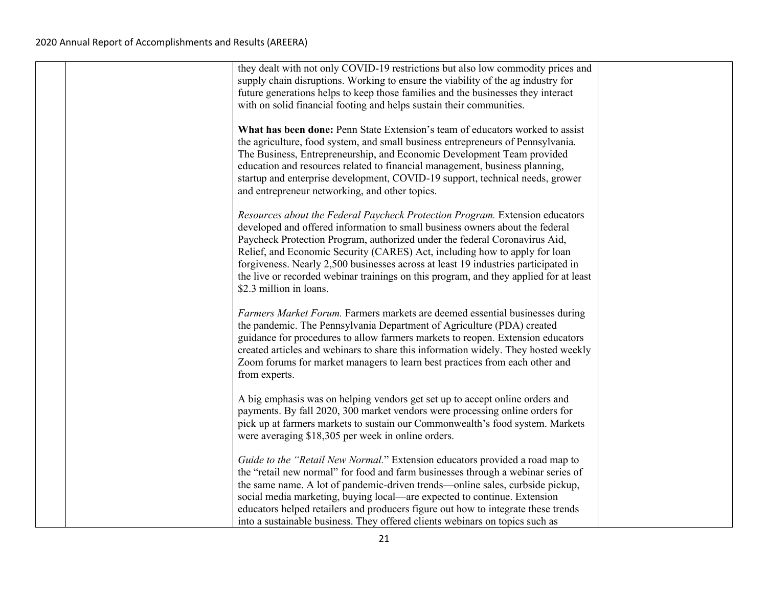| | | they dealt with not only COVID-19 restrictions but also low commodity prices and supply chain disruptions. Working to ensure the viability of the ag industry for future generations helps to keep those families and the businesses they interact with on solid financial footing and helps sustain their communities.<br><br>**What has been done:** Penn State Extension's team of educators worked to assist the agriculture, food system, and small business entrepreneurs of Pennsylvania. The Business, Entrepreneurship, and Economic Development Team provided education and resources related to financial management, business planning, startup and enterprise development, COVID-19 support, technical needs, grower and entrepreneur networking, and other topics.<br><br>*Resources about the Federal Paycheck Protection Program.* Extension educators developed and offered information to small business owners about the federal Paycheck Protection Program, authorized under the federal Coronavirus Aid, Relief, and Economic Security (CARES) Act, including how to apply for loan forgiveness. Nearly 2,500 businesses across at least 19 industries participated in the live or recorded webinar trainings on this program, and they applied for at least $2.3 million in loans.<br><br>*Farmers Market Forum.* Farmers markets are deemed essential businesses during the pandemic. The Pennsylvania Department of Agriculture (PDA) created guidance for procedures to allow farmers markets to reopen. Extension educators created articles and webinars to share this information widely. They hosted weekly Zoom forums for market managers to learn best practices from each other and from experts.<br><br>A big emphasis was on helping vendors get set up to accept online orders and payments. By fall 2020, 300 market vendors were processing online orders for pick up at farmers markets to sustain our Commonwealth's food system. Markets were averaging $18,305 per week in online orders.<br><br>*Guide to the "Retail New Normal.*" Extension educators provided a road map to the "retail new normal" for food and farm businesses through a webinar series of the same name. A lot of pandemic-driven trends—online sales, curbside pickup, social media marketing, buying local—are expected to continue. Extension educators helped retailers and producers figure out how to integrate these trends into a sustainable business. They offered clients webinars on topics such as | |
|---|---|---|---|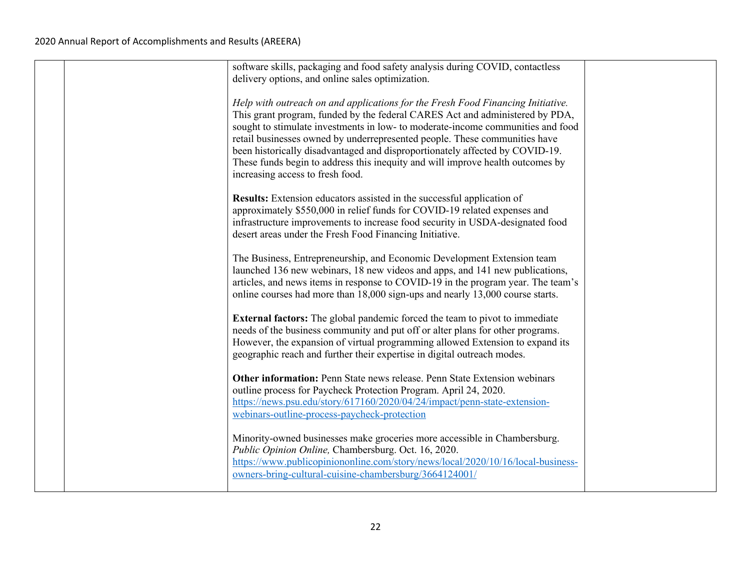| | | | |
|---|---|---|---|
| | | software skills, packaging and food safety analysis during COVID, contactless delivery options, and online sales optimization.<br><br>*Help with outreach on and applications for the Fresh Food Financing Initiative.* This grant program, funded by the federal CARES Act and administered by PDA, sought to stimulate investments in low- to moderate-income communities and food retail businesses owned by underrepresented people. These communities have been historically disadvantaged and disproportionately affected by COVID-19. These funds begin to address this inequity and will improve health outcomes by increasing access to fresh food.<br><br>**Results:** Extension educators assisted in the successful application of approximately $550,000 in relief funds for COVID-19 related expenses and infrastructure improvements to increase food security in USDA-designated food desert areas under the Fresh Food Financing Initiative.<br><br>The Business, Entrepreneurship, and Economic Development Extension team launched 136 new webinars, 18 new videos and apps, and 141 new publications, articles, and news items in response to COVID-19 in the program year. The team's online courses had more than 18,000 sign-ups and nearly 13,000 course starts.<br><br>**External factors:** The global pandemic forced the team to pivot to immediate needs of the business community and put off or alter plans for other programs. However, the expansion of virtual programming allowed Extension to expand its geographic reach and further their expertise in digital outreach modes.<br><br>**Other information:** Penn State news release. Penn State Extension webinars outline process for Paycheck Protection Program. April 24, 2020. https://news.psu.edu/story/617160/2020/04/24/impact/penn-state-extension-webinars-outline-process-paycheck-protection<br><br>Minority-owned businesses make groceries more accessible in Chambersburg. *Public Opinion Online,* Chambersburg. Oct. 16, 2020. https://www.publicopiniononline.com/story/news/local/2020/10/16/local-business-owners-bring-cultural-cuisine-chambersburg/3664124001/ | |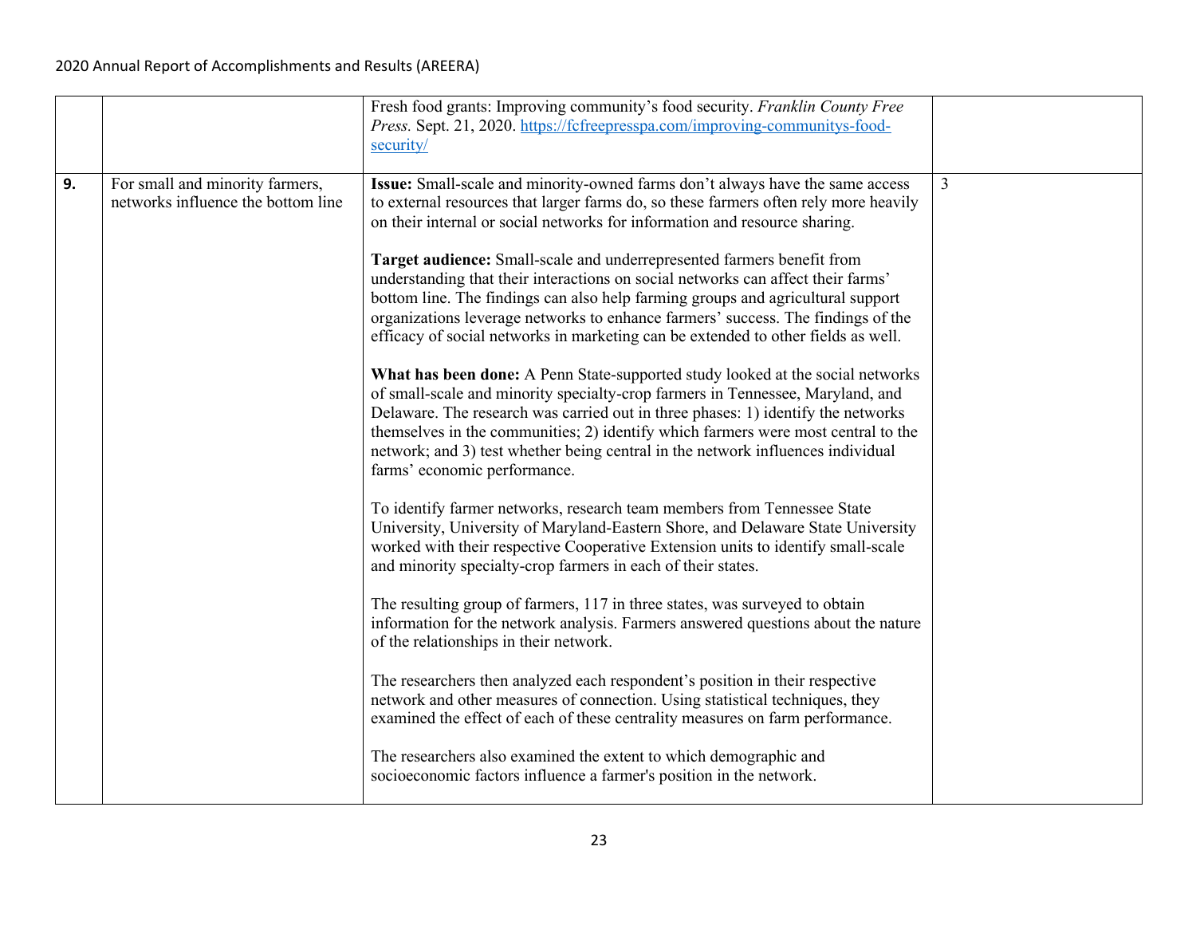| | | | |
|---|---|---|---|
| | | Fresh food grants: Improving community's food security. *Franklin County Free Press.* Sept. 21, 2020. https://fcfreepresspa.com/improving-communitys-food-security/ | |
| **9.** | For small and minority farmers, networks influence the bottom line | **Issue:** Small-scale and minority-owned farms don't always have the same access to external resources that larger farms do, so these farmers often rely more heavily on their internal or social networks for information and resource sharing.<br><br>**Target audience:** Small-scale and underrepresented farmers benefit from understanding that their interactions on social networks can affect their farms' bottom line. The findings can also help farming groups and agricultural support organizations leverage networks to enhance farmers' success. The findings of the efficacy of social networks in marketing can be extended to other fields as well.<br><br>**What has been done:** A Penn State-supported study looked at the social networks of small-scale and minority specialty-crop farmers in Tennessee, Maryland, and Delaware. The research was carried out in three phases: 1) identify the networks themselves in the communities; 2) identify which farmers were most central to the network; and 3) test whether being central in the network influences individual farms' economic performance.<br><br>To identify farmer networks, research team members from Tennessee State University, University of Maryland-Eastern Shore, and Delaware State University worked with their respective Cooperative Extension units to identify small-scale and minority specialty-crop farmers in each of their states.<br><br>The resulting group of farmers, 117 in three states, was surveyed to obtain information for the network analysis. Farmers answered questions about the nature of the relationships in their network.<br><br>The researchers then analyzed each respondent's position in their respective network and other measures of connection. Using statistical techniques, they examined the effect of each of these centrality measures on farm performance.<br><br>The researchers also examined the extent to which demographic and socioeconomic factors influence a farmer's position in the network. | 3 |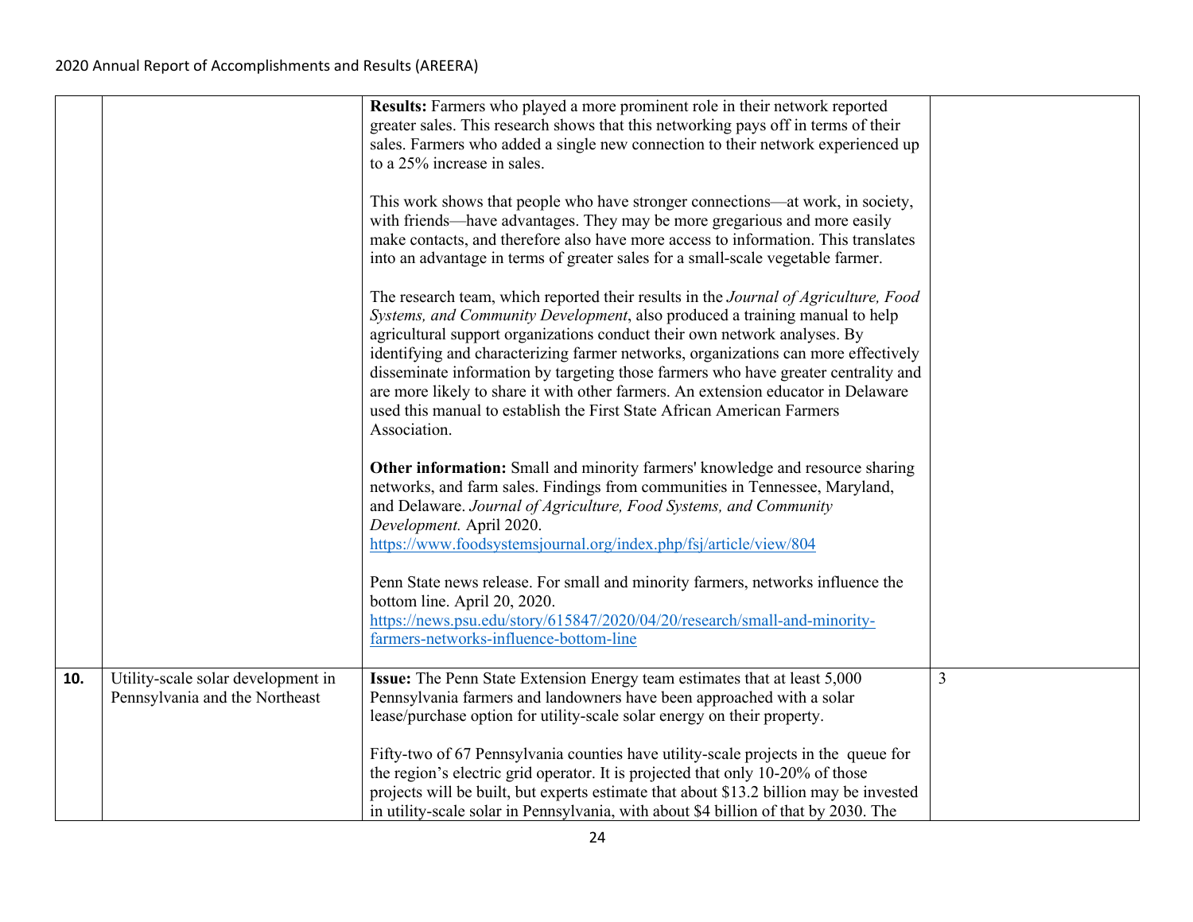| | | | |
|---|---|---|---|
| | | **Results:** Farmers who played a more prominent role in their network reported greater sales. This research shows that this networking pays off in terms of their sales. Farmers who added a single new connection to their network experienced up to a 25% increase in sales.<br><br>This work shows that people who have stronger connections—at work, in society, with friends—have advantages. They may be more gregarious and more easily make contacts, and therefore also have more access to information. This translates into an advantage in terms of greater sales for a small-scale vegetable farmer.<br><br>The research team, which reported their results in the *Journal of Agriculture, Food Systems, and Community Development*, also produced a training manual to help agricultural support organizations conduct their own network analyses. By identifying and characterizing farmer networks, organizations can more effectively disseminate information by targeting those farmers who have greater centrality and are more likely to share it with other farmers. An extension educator in Delaware used this manual to establish the First State African American Farmers Association.<br><br>**Other information:** Small and minority farmers' knowledge and resource sharing networks, and farm sales. Findings from communities in Tennessee, Maryland, and Delaware. *Journal of Agriculture, Food Systems, and Community Development.* April 2020. https://www.foodsystemsjournal.org/index.php/fsj/article/view/804<br><br>Penn State news release. For small and minority farmers, networks influence the bottom line. April 20, 2020. https://news.psu.edu/story/615847/2020/04/20/research/small-and-minority-farmers-networks-influence-bottom-line | |
| **10.** | Utility-scale solar development in Pennsylvania and the Northeast | **Issue:** The Penn State Extension Energy team estimates that at least 5,000 Pennsylvania farmers and landowners have been approached with a solar lease/purchase option for utility-scale solar energy on their property.<br><br>Fifty-two of 67 Pennsylvania counties have utility-scale projects in the queue for the region's electric grid operator. It is projected that only 10-20% of those projects will be built, but experts estimate that about $13.2 billion may be invested in utility-scale solar in Pennsylvania, with about $4 billion of that by 2030. The | 3 |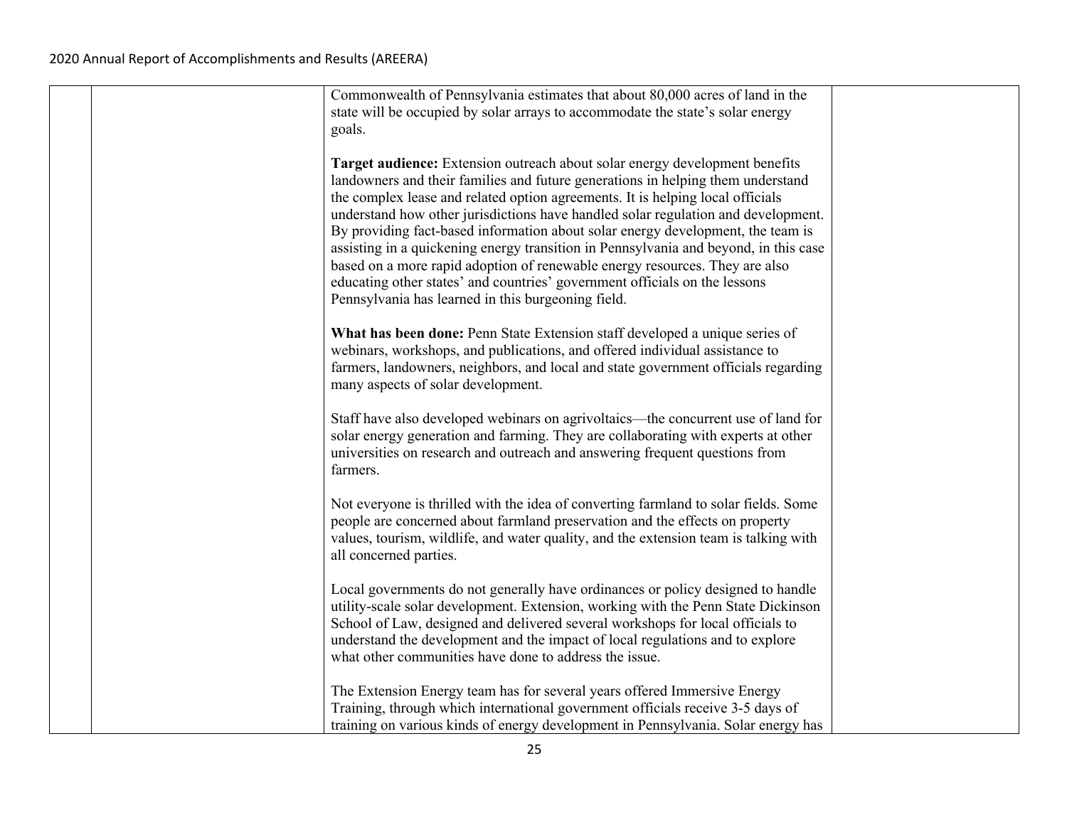Commonwealth of Pennsylvania estimates that about 80,000 acres of land in the state will be occupied by solar arrays to accommodate the state's solar energy goals.

**Target audience:** Extension outreach about solar energy development benefits landowners and their families and future generations in helping them understand the complex lease and related option agreements. It is helping local officials understand how other jurisdictions have handled solar regulation and development. By providing fact-based information about solar energy development, the team is assisting in a quickening energy transition in Pennsylvania and beyond, in this case based on a more rapid adoption of renewable energy resources. They are also educating other states' and countries' government officials on the lessons Pennsylvania has learned in this burgeoning field.

**What has been done:** Penn State Extension staff developed a unique series of webinars, workshops, and publications, and offered individual assistance to farmers, landowners, neighbors, and local and state government officials regarding many aspects of solar development.

Staff have also developed webinars on agrivoltaics—the concurrent use of land for solar energy generation and farming. They are collaborating with experts at other universities on research and outreach and answering frequent questions from farmers.

Not everyone is thrilled with the idea of converting farmland to solar fields. Some people are concerned about farmland preservation and the effects on property values, tourism, wildlife, and water quality, and the extension team is talking with all concerned parties.

Local governments do not generally have ordinances or policy designed to handle utility-scale solar development. Extension, working with the Penn State Dickinson School of Law, designed and delivered several workshops for local officials to understand the development and the impact of local regulations and to explore what other communities have done to address the issue.

The Extension Energy team has for several years offered Immersive Energy Training, through which international government officials receive 3-5 days of training on various kinds of energy development in Pennsylvania. Solar energy has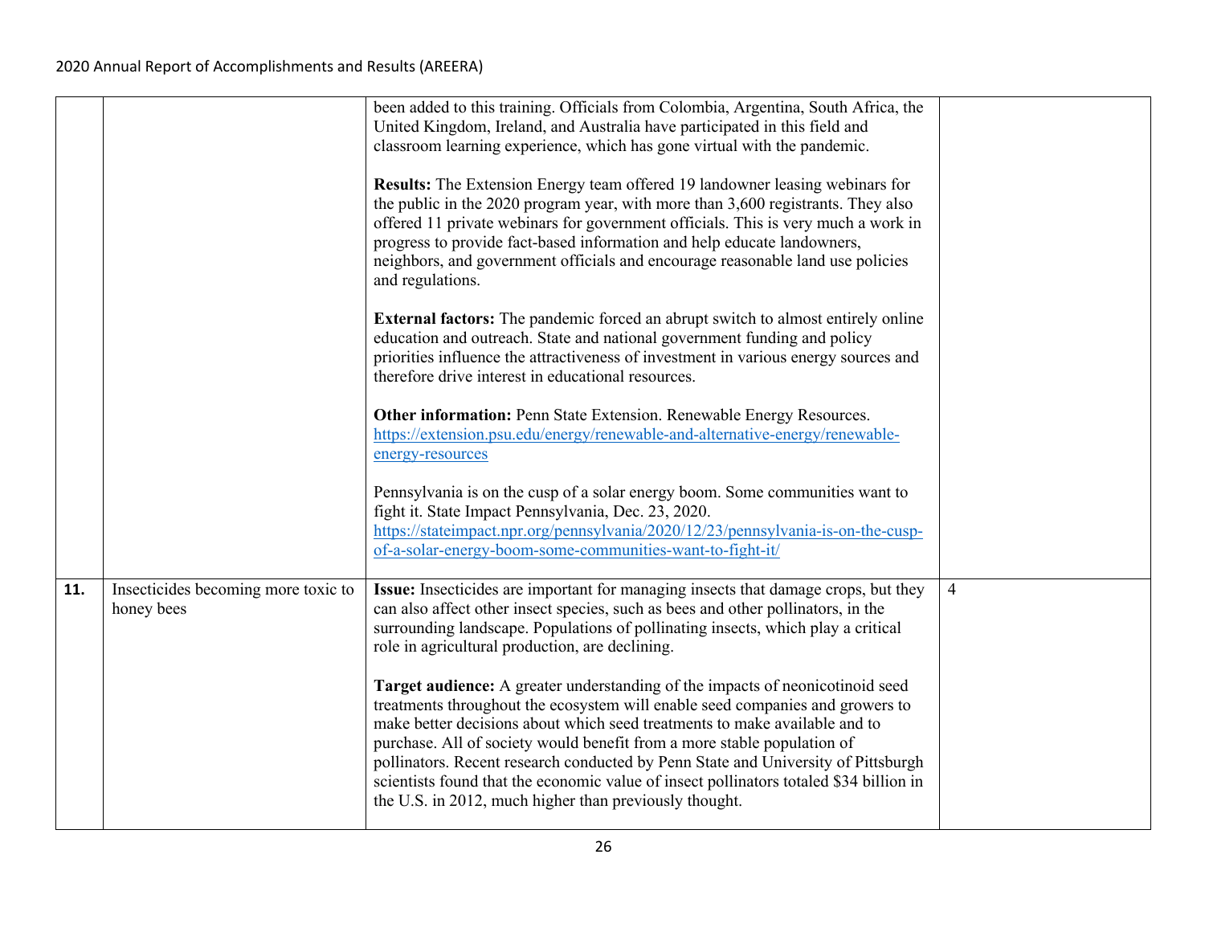| | | | |
|---|---|---|---|
| | | been added to this training. Officials from Colombia, Argentina, South Africa, the United Kingdom, Ireland, and Australia have participated in this field and classroom learning experience, which has gone virtual with the pandemic.<br><br>**Results:** The Extension Energy team offered 19 landowner leasing webinars for the public in the 2020 program year, with more than 3,600 registrants. They also offered 11 private webinars for government officials. This is very much a work in progress to provide fact-based information and help educate landowners, neighbors, and government officials and encourage reasonable land use policies and regulations.<br><br>**External factors:** The pandemic forced an abrupt switch to almost entirely online education and outreach. State and national government funding and policy priorities influence the attractiveness of investment in various energy sources and therefore drive interest in educational resources.<br><br>**Other information:** Penn State Extension. Renewable Energy Resources. https://extension.psu.edu/energy/renewable-and-alternative-energy/renewable-energy-resources<br><br>Pennsylvania is on the cusp of a solar energy boom. Some communities want to fight it. State Impact Pennsylvania, Dec. 23, 2020. https://stateimpact.npr.org/pennsylvania/2020/12/23/pennsylvania-is-on-the-cusp-of-a-solar-energy-boom-some-communities-want-to-fight-it/ | |
| **11.** | Insecticides becoming more toxic to honey bees | **Issue:** Insecticides are important for managing insects that damage crops, but they can also affect other insect species, such as bees and other pollinators, in the surrounding landscape. Populations of pollinating insects, which play a critical role in agricultural production, are declining.<br><br>**Target audience:** A greater understanding of the impacts of neonicotinoid seed treatments throughout the ecosystem will enable seed companies and growers to make better decisions about which seed treatments to make available and to purchase. All of society would benefit from a more stable population of pollinators. Recent research conducted by Penn State and University of Pittsburgh scientists found that the economic value of insect pollinators totaled $34 billion in the U.S. in 2012, much higher than previously thought. | 4 |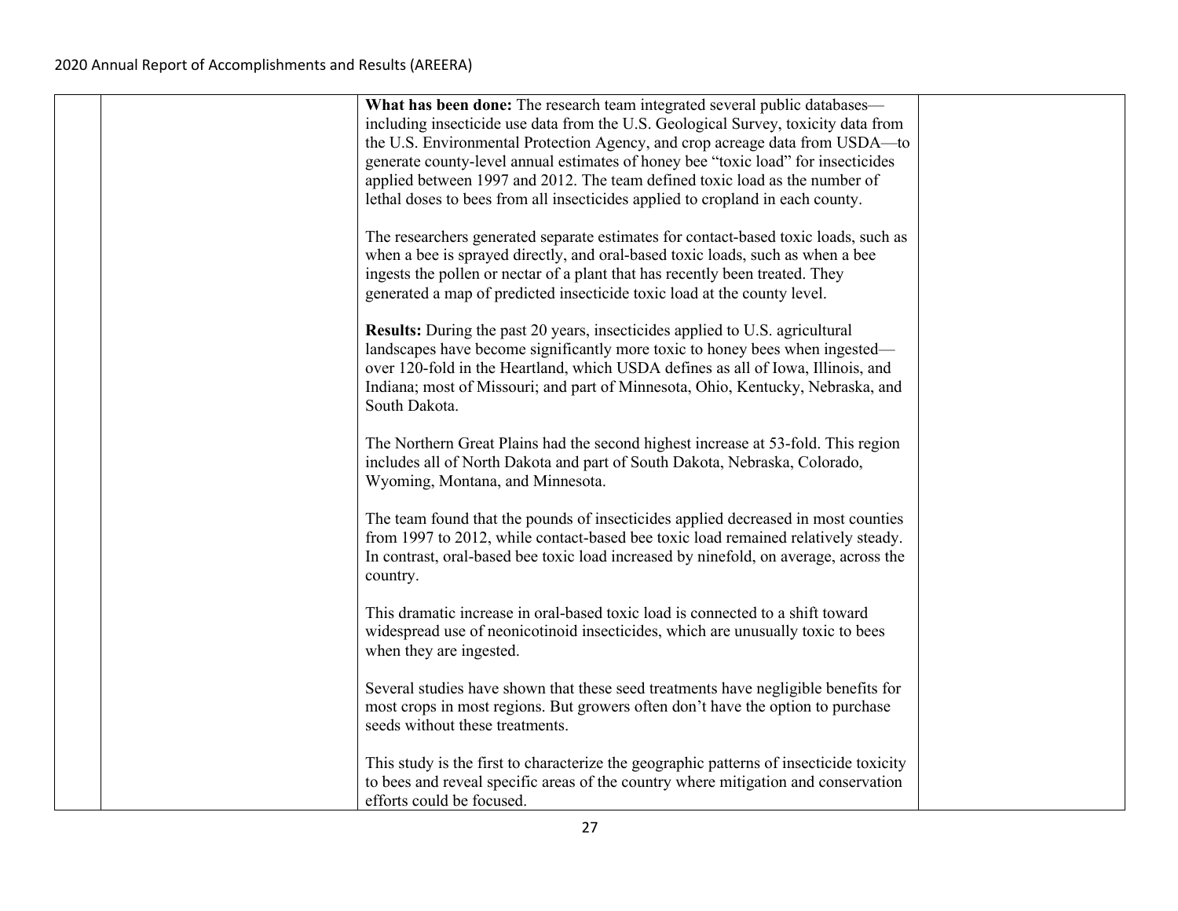**What has been done:** The research team integrated several public databases—including insecticide use data from the U.S. Geological Survey, toxicity data from the U.S. Environmental Protection Agency, and crop acreage data from USDA—to generate county-level annual estimates of honey bee "toxic load" for insecticides applied between 1997 and 2012. The team defined toxic load as the number of lethal doses to bees from all insecticides applied to cropland in each county.

The researchers generated separate estimates for contact-based toxic loads, such as when a bee is sprayed directly, and oral-based toxic loads, such as when a bee ingests the pollen or nectar of a plant that has recently been treated. They generated a map of predicted insecticide toxic load at the county level.

**Results:** During the past 20 years, insecticides applied to U.S. agricultural landscapes have become significantly more toxic to honey bees when ingested—over 120-fold in the Heartland, which USDA defines as all of Iowa, Illinois, and Indiana; most of Missouri; and part of Minnesota, Ohio, Kentucky, Nebraska, and South Dakota.

The Northern Great Plains had the second highest increase at 53-fold. This region includes all of North Dakota and part of South Dakota, Nebraska, Colorado, Wyoming, Montana, and Minnesota.

The team found that the pounds of insecticides applied decreased in most counties from 1997 to 2012, while contact-based bee toxic load remained relatively steady. In contrast, oral-based bee toxic load increased by ninefold, on average, across the country.

This dramatic increase in oral-based toxic load is connected to a shift toward widespread use of neonicotinoid insecticides, which are unusually toxic to bees when they are ingested.

Several studies have shown that these seed treatments have negligible benefits for most crops in most regions. But growers often don't have the option to purchase seeds without these treatments.

This study is the first to characterize the geographic patterns of insecticide toxicity to bees and reveal specific areas of the country where mitigation and conservation efforts could be focused.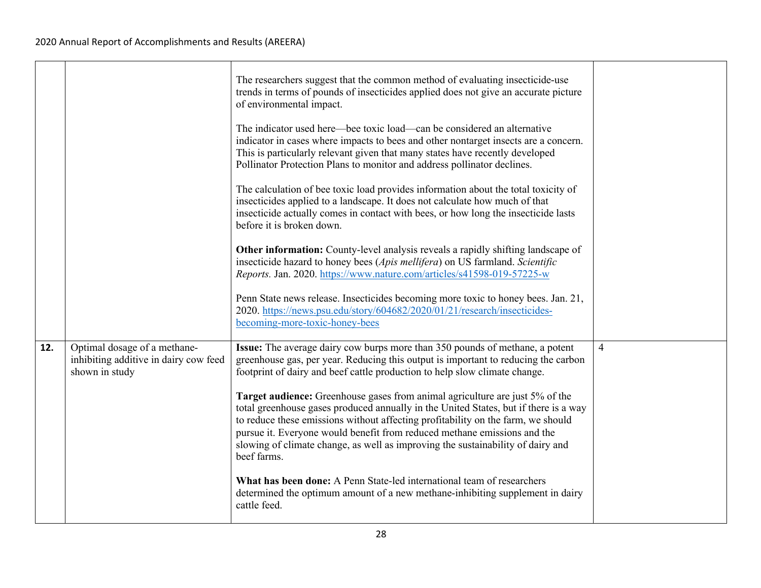| | | | |
|---|---|---|---|
| | | The researchers suggest that the common method of evaluating insecticide-use trends in terms of pounds of insecticides applied does not give an accurate picture of environmental impact.<br><br>The indicator used here—bee toxic load—can be considered an alternative indicator in cases where impacts to bees and other nontarget insects are a concern. This is particularly relevant given that many states have recently developed Pollinator Protection Plans to monitor and address pollinator declines.<br><br>The calculation of bee toxic load provides information about the total toxicity of insecticides applied to a landscape. It does not calculate how much of that insecticide actually comes in contact with bees, or how long the insecticide lasts before it is broken down.<br><br>**Other information:** County-level analysis reveals a rapidly shifting landscape of insecticide hazard to honey bees (*Apis mellifera*) on US farmland. *Scientific Reports.* Jan. 2020. https://www.nature.com/articles/s41598-019-57225-w<br><br>Penn State news release. Insecticides becoming more toxic to honey bees. Jan. 21, 2020. https://news.psu.edu/story/604682/2020/01/21/research/insecticides-becoming-more-toxic-honey-bees | |
| **12.** | Optimal dosage of a methane-inhibiting additive in dairy cow feed shown in study | **Issue:** The average dairy cow burps more than 350 pounds of methane, a potent greenhouse gas, per year. Reducing this output is important to reducing the carbon footprint of dairy and beef cattle production to help slow climate change.<br><br>**Target audience:** Greenhouse gases from animal agriculture are just 5% of the total greenhouse gases produced annually in the United States, but if there is a way to reduce these emissions without affecting profitability on the farm, we should pursue it. Everyone would benefit from reduced methane emissions and the slowing of climate change, as well as improving the sustainability of dairy and beef farms.<br><br>**What has been done:** A Penn State-led international team of researchers determined the optimum amount of a new methane-inhibiting supplement in dairy cattle feed. | 4 |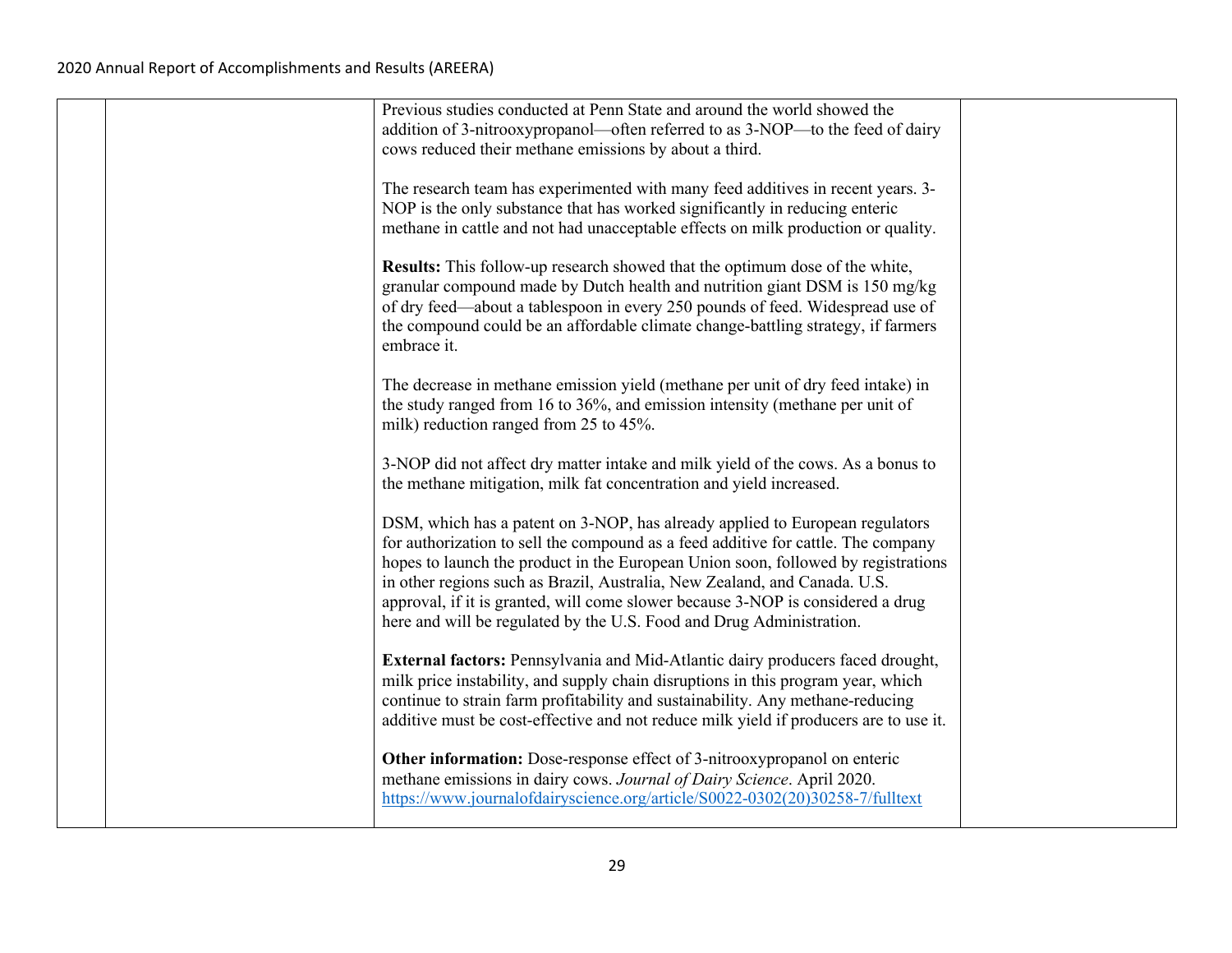| | | | |
|---|---|---|---|
| | | Previous studies conducted at Penn State and around the world showed the addition of 3-nitrooxypropanol—often referred to as 3-NOP—to the feed of dairy cows reduced their methane emissions by about a third.<br><br>The research team has experimented with many feed additives in recent years. 3-NOP is the only substance that has worked significantly in reducing enteric methane in cattle and not had unacceptable effects on milk production or quality.<br><br>**Results:** This follow-up research showed that the optimum dose of the white, granular compound made by Dutch health and nutrition giant DSM is 150 mg/kg of dry feed—about a tablespoon in every 250 pounds of feed. Widespread use of the compound could be an affordable climate change-battling strategy, if farmers embrace it.<br><br>The decrease in methane emission yield (methane per unit of dry feed intake) in the study ranged from 16 to 36%, and emission intensity (methane per unit of milk) reduction ranged from 25 to 45%.<br><br>3-NOP did not affect dry matter intake and milk yield of the cows. As a bonus to the methane mitigation, milk fat concentration and yield increased.<br><br>DSM, which has a patent on 3-NOP, has already applied to European regulators for authorization to sell the compound as a feed additive for cattle. The company hopes to launch the product in the European Union soon, followed by registrations in other regions such as Brazil, Australia, New Zealand, and Canada. U.S. approval, if it is granted, will come slower because 3-NOP is considered a drug here and will be regulated by the U.S. Food and Drug Administration.<br><br>**External factors:** Pennsylvania and Mid-Atlantic dairy producers faced drought, milk price instability, and supply chain disruptions in this program year, which continue to strain farm profitability and sustainability. Any methane-reducing additive must be cost-effective and not reduce milk yield if producers are to use it.<br><br>**Other information:** Dose-response effect of 3-nitrooxypropanol on enteric methane emissions in dairy cows. *Journal of Dairy Science*. April 2020. https://www.journalofdairyscience.org/article/S0022-0302(20)30258-7/fulltext | |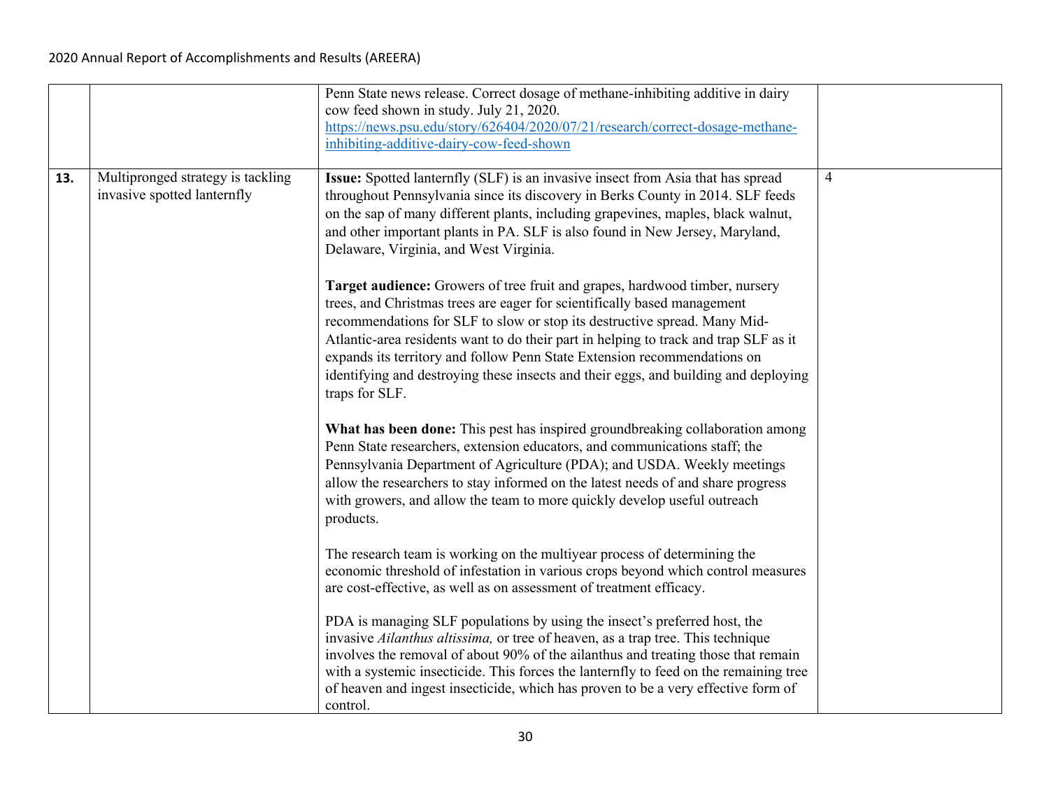| | | | |
|---|---|---|---|
| | | Penn State news release. Correct dosage of methane-inhibiting additive in dairy cow feed shown in study. July 21, 2020. https://news.psu.edu/story/626404/2020/07/21/research/correct-dosage-methane-inhibiting-additive-dairy-cow-feed-shown | |
| **13.** | Multipronged strategy is tackling invasive spotted lanternfly | **Issue:** Spotted lanternfly (SLF) is an invasive insect from Asia that has spread throughout Pennsylvania since its discovery in Berks County in 2014. SLF feeds on the sap of many different plants, including grapevines, maples, black walnut, and other important plants in PA. SLF is also found in New Jersey, Maryland, Delaware, Virginia, and West Virginia.<br><br>**Target audience:** Growers of tree fruit and grapes, hardwood timber, nursery trees, and Christmas trees are eager for scientifically based management recommendations for SLF to slow or stop its destructive spread. Many Mid-Atlantic-area residents want to do their part in helping to track and trap SLF as it expands its territory and follow Penn State Extension recommendations on identifying and destroying these insects and their eggs, and building and deploying traps for SLF.<br><br>**What has been done:** This pest has inspired groundbreaking collaboration among Penn State researchers, extension educators, and communications staff; the Pennsylvania Department of Agriculture (PDA); and USDA. Weekly meetings allow the researchers to stay informed on the latest needs of and share progress with growers, and allow the team to more quickly develop useful outreach products.<br><br>The research team is working on the multiyear process of determining the economic threshold of infestation in various crops beyond which control measures are cost-effective, as well as on assessment of treatment efficacy.<br><br>PDA is managing SLF populations by using the insect's preferred host, the invasive *Ailanthus altissima,* or tree of heaven, as a trap tree. This technique involves the removal of about 90% of the ailanthus and treating those that remain with a systemic insecticide. This forces the lanternfly to feed on the remaining tree of heaven and ingest insecticide, which has proven to be a very effective form of control. | 4 |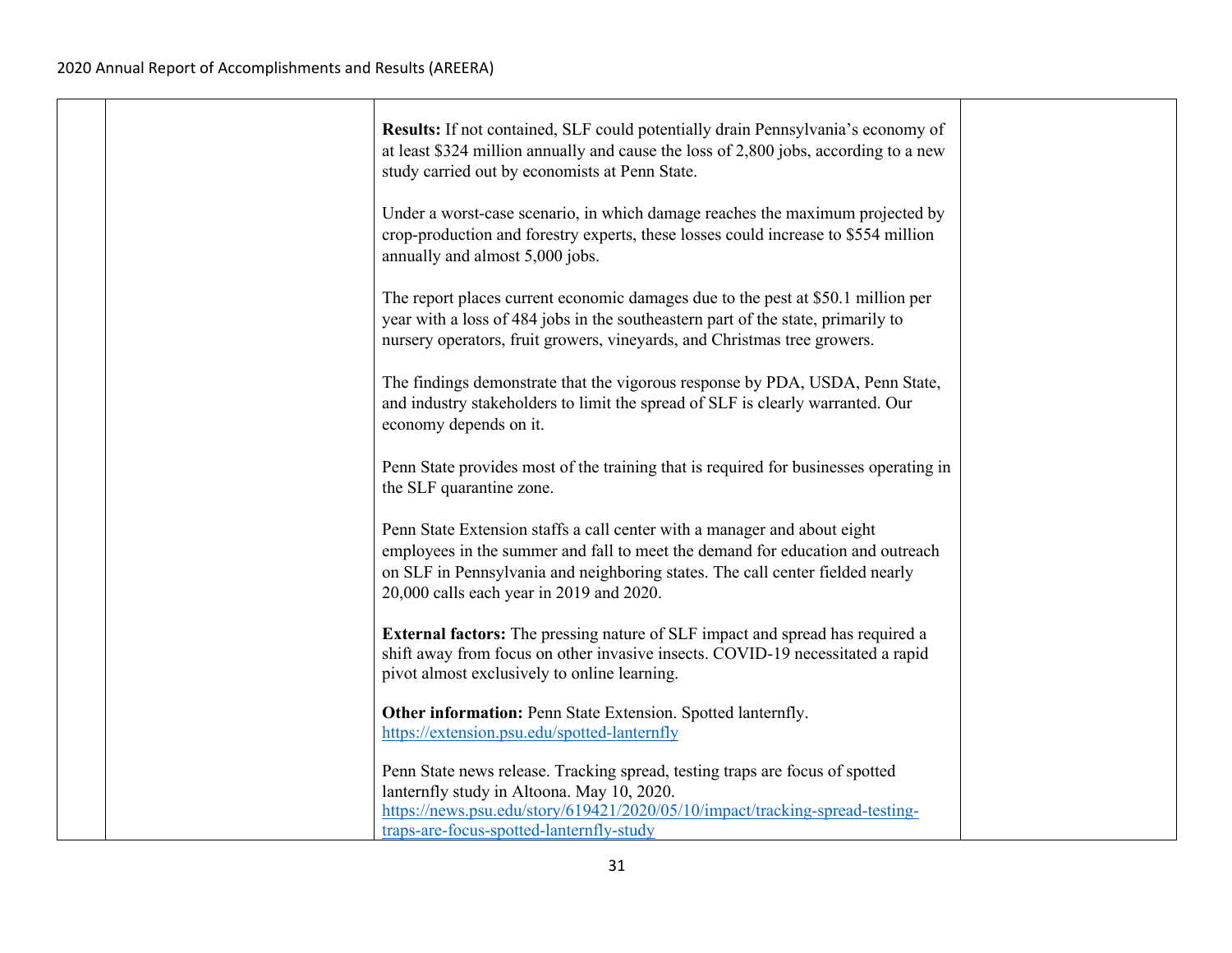**Results:** If not contained, SLF could potentially drain Pennsylvania's economy of at least $324 million annually and cause the loss of 2,800 jobs, according to a new study carried out by economists at Penn State.

Under a worst-case scenario, in which damage reaches the maximum projected by crop-production and forestry experts, these losses could increase to $554 million annually and almost 5,000 jobs.

The report places current economic damages due to the pest at $50.1 million per year with a loss of 484 jobs in the southeastern part of the state, primarily to nursery operators, fruit growers, vineyards, and Christmas tree growers.

The findings demonstrate that the vigorous response by PDA, USDA, Penn State, and industry stakeholders to limit the spread of SLF is clearly warranted. Our economy depends on it.

Penn State provides most of the training that is required for businesses operating in the SLF quarantine zone.

Penn State Extension staffs a call center with a manager and about eight employees in the summer and fall to meet the demand for education and outreach on SLF in Pennsylvania and neighboring states. The call center fielded nearly 20,000 calls each year in 2019 and 2020.

**External factors:** The pressing nature of SLF impact and spread has required a shift away from focus on other invasive insects. COVID-19 necessitated a rapid pivot almost exclusively to online learning.

**Other information:** Penn State Extension. Spotted lanternfly.
https://extension.psu.edu/spotted-lanternfly

Penn State news release. Tracking spread, testing traps are focus of spotted lanternfly study in Altoona. May 10, 2020.
https://news.psu.edu/story/619421/2020/05/10/impact/tracking-spread-testing-traps-are-focus-spotted-lanternfly-study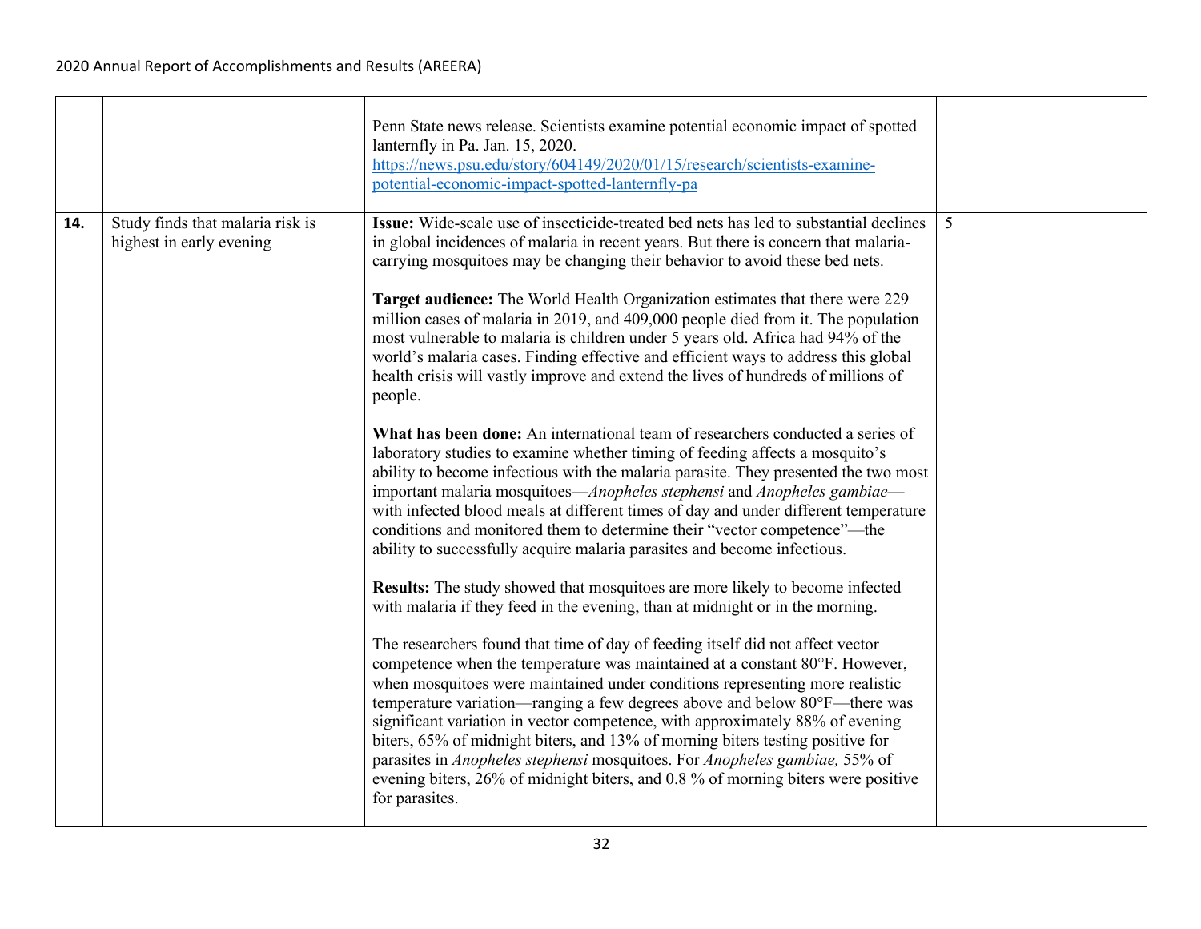| | | | |
|---|---|---|---|
| | | Penn State news release. Scientists examine potential economic impact of spotted lanternfly in Pa. Jan. 15, 2020. https://news.psu.edu/story/604149/2020/01/15/research/scientists-examine-potential-economic-impact-spotted-lanternfly-pa | |
| **14.** | Study finds that malaria risk is highest in early evening | **Issue:** Wide-scale use of insecticide-treated bed nets has led to substantial declines in global incidences of malaria in recent years. But there is concern that malaria-carrying mosquitoes may be changing their behavior to avoid these bed nets.<br><br>**Target audience:** The World Health Organization estimates that there were 229 million cases of malaria in 2019, and 409,000 people died from it. The population most vulnerable to malaria is children under 5 years old. Africa had 94% of the world's malaria cases. Finding effective and efficient ways to address this global health crisis will vastly improve and extend the lives of hundreds of millions of people.<br><br>**What has been done:** An international team of researchers conducted a series of laboratory studies to examine whether timing of feeding affects a mosquito's ability to become infectious with the malaria parasite. They presented the two most important malaria mosquitoes—*Anopheles stephensi* and *Anopheles gambiae*—with infected blood meals at different times of day and under different temperature conditions and monitored them to determine their "vector competence"—the ability to successfully acquire malaria parasites and become infectious.<br><br>**Results:** The study showed that mosquitoes are more likely to become infected with malaria if they feed in the evening, than at midnight or in the morning.<br><br>The researchers found that time of day of feeding itself did not affect vector competence when the temperature was maintained at a constant 80°F. However, when mosquitoes were maintained under conditions representing more realistic temperature variation—ranging a few degrees above and below 80°F—there was significant variation in vector competence, with approximately 88% of evening biters, 65% of midnight biters, and 13% of morning biters testing positive for parasites in *Anopheles stephensi* mosquitoes. For *Anopheles gambiae,* 55% of evening biters, 26% of midnight biters, and 0.8 % of morning biters were positive for parasites. | 5 |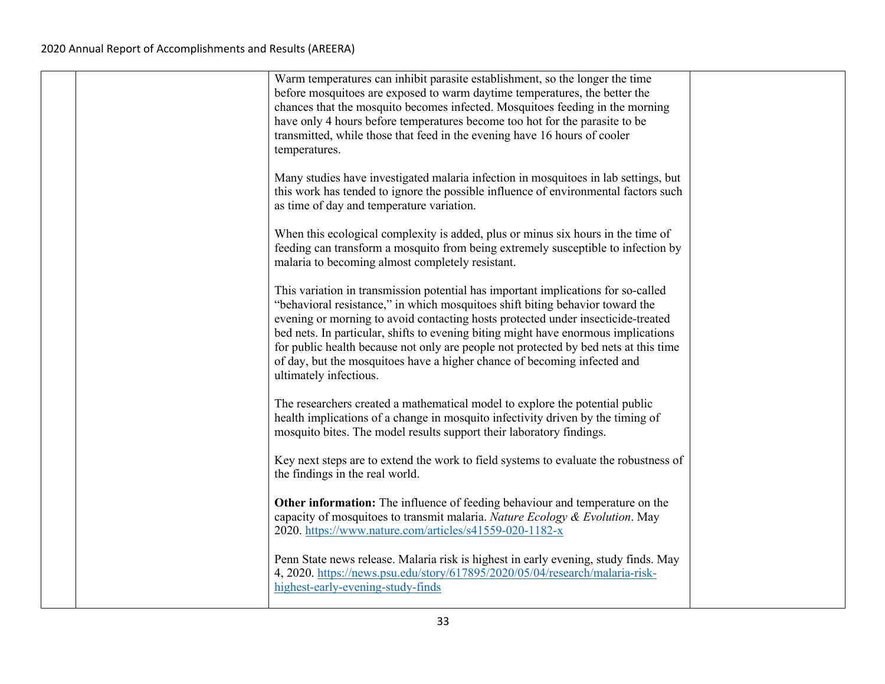| | | Warm temperatures can inhibit parasite establishment, so the longer the time before mosquitoes are exposed to warm daytime temperatures, the better the chances that the mosquito becomes infected. Mosquitoes feeding in the morning have only 4 hours before temperatures become too hot for the parasite to be transmitted, while those that feed in the evening have 16 hours of cooler temperatures.<br><br>Many studies have investigated malaria infection in mosquitoes in lab settings, but this work has tended to ignore the possible influence of environmental factors such as time of day and temperature variation.<br><br>When this ecological complexity is added, plus or minus six hours in the time of feeding can transform a mosquito from being extremely susceptible to infection by malaria to becoming almost completely resistant.<br><br>This variation in transmission potential has important implications for so-called "behavioral resistance," in which mosquitoes shift biting behavior toward the evening or morning to avoid contacting hosts protected under insecticide-treated bed nets. In particular, shifts to evening biting might have enormous implications for public health because not only are people not protected by bed nets at this time of day, but the mosquitoes have a higher chance of becoming infected and ultimately infectious.<br><br>The researchers created a mathematical model to explore the potential public health implications of a change in mosquito infectivity driven by the timing of mosquito bites. The model results support their laboratory findings.<br><br>Key next steps are to extend the work to field systems to evaluate the robustness of the findings in the real world.<br><br>**Other information:** The influence of feeding behaviour and temperature on the capacity of mosquitoes to transmit malaria. *Nature Ecology & Evolution*. May 2020. https://www.nature.com/articles/s41559-020-1182-x<br><br>Penn State news release. Malaria risk is highest in early evening, study finds. May 4, 2020. https://news.psu.edu/story/617895/2020/05/04/research/malaria-risk-highest-early-evening-study-finds | |
|---|---|---|---|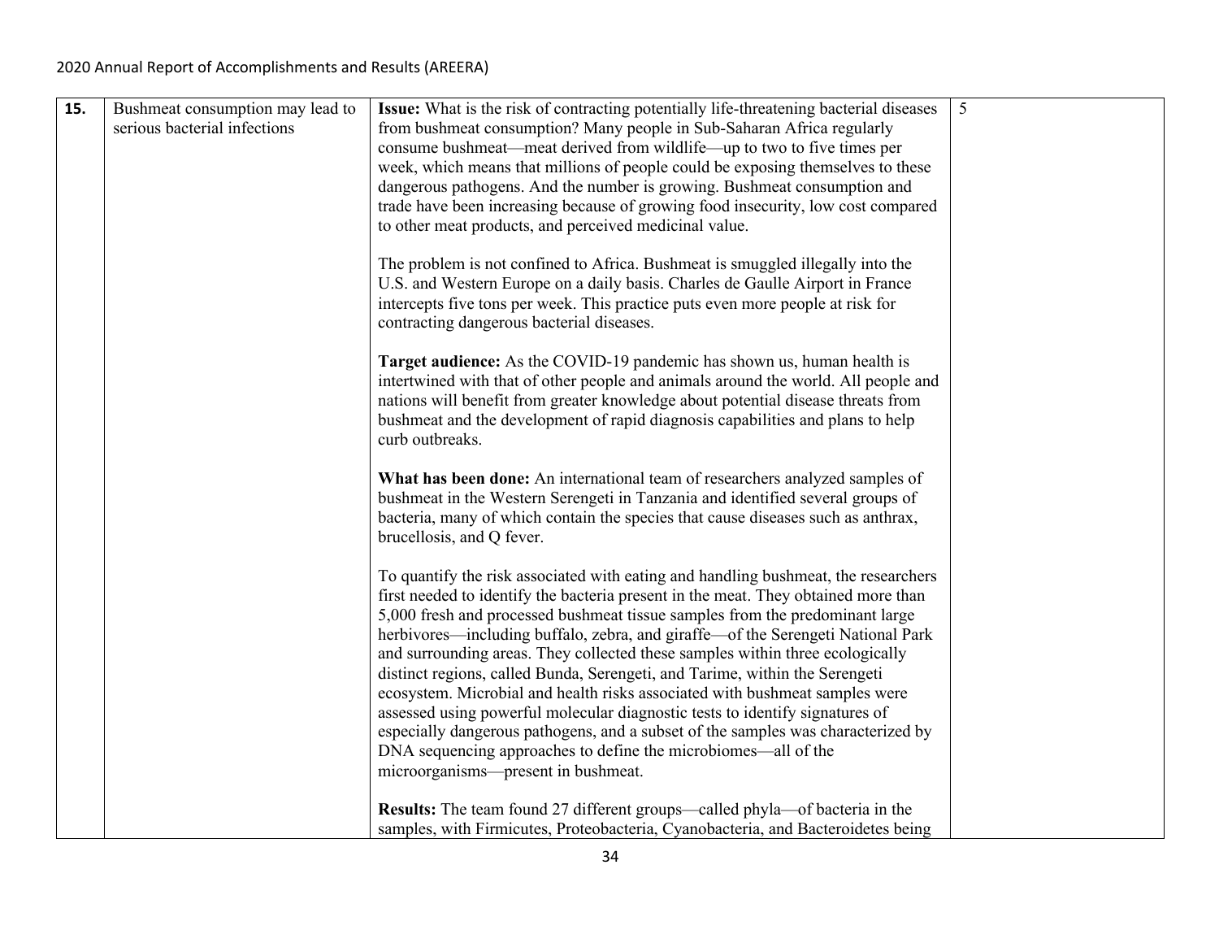| 15. | Bushmeat consumption may lead to serious bacterial infections | **Issue:** What is the risk of contracting potentially life-threatening bacterial diseases from bushmeat consumption? Many people in Sub-Saharan Africa regularly consume bushmeat—meat derived from wildlife—up to two to five times per week, which means that millions of people could be exposing themselves to these dangerous pathogens. And the number is growing. Bushmeat consumption and trade have been increasing because of growing food insecurity, low cost compared to other meat products, and perceived medicinal value.<br><br>The problem is not confined to Africa. Bushmeat is smuggled illegally into the U.S. and Western Europe on a daily basis. Charles de Gaulle Airport in France intercepts five tons per week. This practice puts even more people at risk for contracting dangerous bacterial diseases.<br><br>**Target audience:** As the COVID-19 pandemic has shown us, human health is intertwined with that of other people and animals around the world. All people and nations will benefit from greater knowledge about potential disease threats from bushmeat and the development of rapid diagnosis capabilities and plans to help curb outbreaks.<br><br>**What has been done:** An international team of researchers analyzed samples of bushmeat in the Western Serengeti in Tanzania and identified several groups of bacteria, many of which contain the species that cause diseases such as anthrax, brucellosis, and Q fever.<br><br>To quantify the risk associated with eating and handling bushmeat, the researchers first needed to identify the bacteria present in the meat. They obtained more than 5,000 fresh and processed bushmeat tissue samples from the predominant large herbivores—including buffalo, zebra, and giraffe—of the Serengeti National Park and surrounding areas. They collected these samples within three ecologically distinct regions, called Bunda, Serengeti, and Tarime, within the Serengeti ecosystem. Microbial and health risks associated with bushmeat samples were assessed using powerful molecular diagnostic tests to identify signatures of especially dangerous pathogens, and a subset of the samples was characterized by DNA sequencing approaches to define the microbiomes—all of the microorganisms—present in bushmeat.<br><br>**Results:** The team found 27 different groups—called phyla—of bacteria in the samples, with Firmicutes, Proteobacteria, Cyanobacteria, and Bacteroidetes being | 5 |
|---|---|---|---|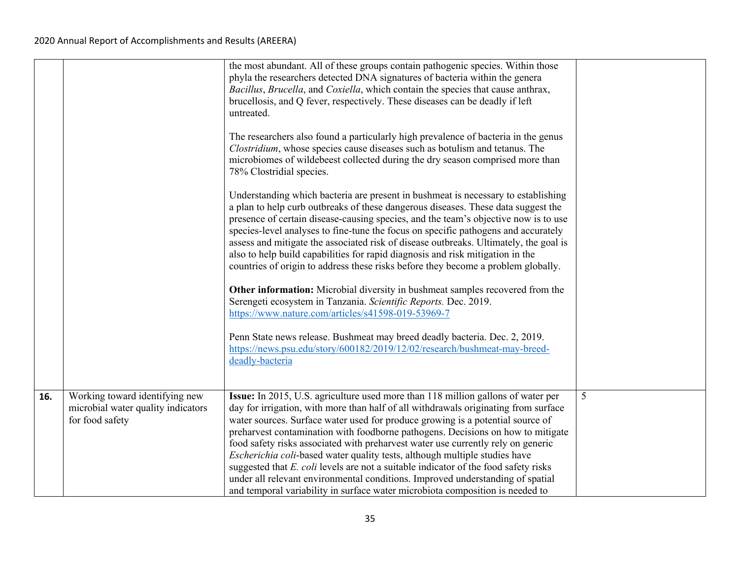| | | | |
|---|---|---|---|
| | | the most abundant. All of these groups contain pathogenic species. Within those phyla the researchers detected DNA signatures of bacteria within the genera *Bacillus*, *Brucella*, and *Coxiella*, which contain the species that cause anthrax, brucellosis, and Q fever, respectively. These diseases can be deadly if left untreated.<br><br>The researchers also found a particularly high prevalence of bacteria in the genus *Clostridium*, whose species cause diseases such as botulism and tetanus. The microbiomes of wildebeest collected during the dry season comprised more than 78% Clostridial species.<br><br>Understanding which bacteria are present in bushmeat is necessary to establishing a plan to help curb outbreaks of these dangerous diseases. These data suggest the presence of certain disease-causing species, and the team's objective now is to use species-level analyses to fine-tune the focus on specific pathogens and accurately assess and mitigate the associated risk of disease outbreaks. Ultimately, the goal is also to help build capabilities for rapid diagnosis and risk mitigation in the countries of origin to address these risks before they become a problem globally.<br><br>**Other information:** Microbial diversity in bushmeat samples recovered from the Serengeti ecosystem in Tanzania. *Scientific Reports.* Dec. 2019. https://www.nature.com/articles/s41598-019-53969-7<br><br>Penn State news release. Bushmeat may breed deadly bacteria. Dec. 2, 2019. https://news.psu.edu/story/600182/2019/12/02/research/bushmeat-may-breed-deadly-bacteria | |
| **16.** | Working toward identifying new microbial water quality indicators for food safety | **Issue:** In 2015, U.S. agriculture used more than 118 million gallons of water per day for irrigation, with more than half of all withdrawals originating from surface water sources. Surface water used for produce growing is a potential source of preharvest contamination with foodborne pathogens. Decisions on how to mitigate food safety risks associated with preharvest water use currently rely on generic *Escherichia coli*-based water quality tests, although multiple studies have suggested that *E. coli* levels are not a suitable indicator of the food safety risks under all relevant environmental conditions. Improved understanding of spatial and temporal variability in surface water microbiota composition is needed to | 5 |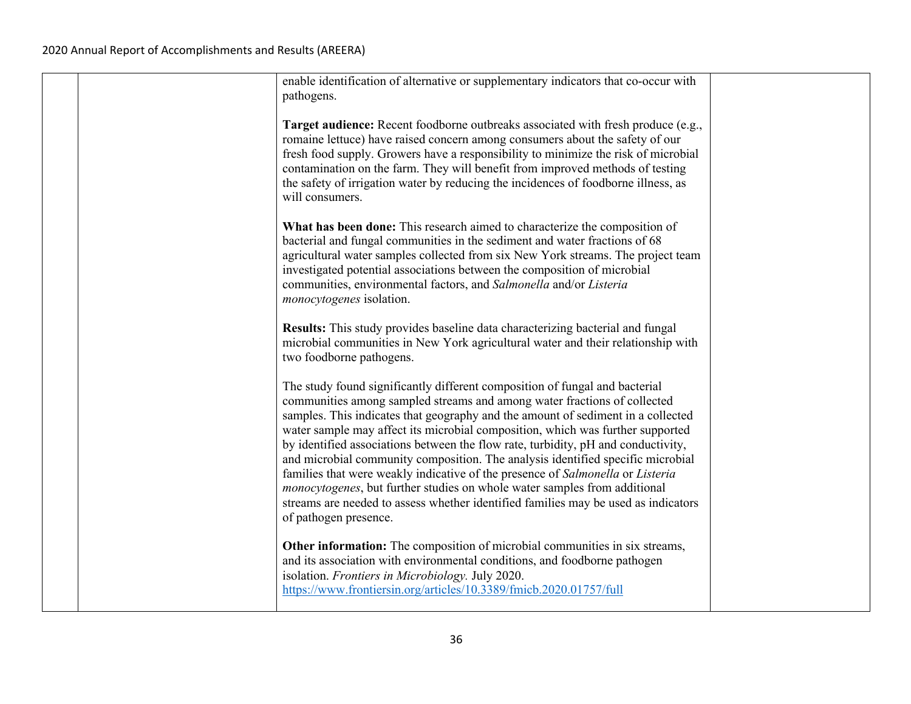enable identification of alternative or supplementary indicators that co-occur with pathogens.

**Target audience:** Recent foodborne outbreaks associated with fresh produce (e.g., romaine lettuce) have raised concern among consumers about the safety of our fresh food supply. Growers have a responsibility to minimize the risk of microbial contamination on the farm. They will benefit from improved methods of testing the safety of irrigation water by reducing the incidences of foodborne illness, as will consumers.

**What has been done:** This research aimed to characterize the composition of bacterial and fungal communities in the sediment and water fractions of 68 agricultural water samples collected from six New York streams. The project team investigated potential associations between the composition of microbial communities, environmental factors, and *Salmonella* and/or *Listeria monocytogenes* isolation.

**Results:** This study provides baseline data characterizing bacterial and fungal microbial communities in New York agricultural water and their relationship with two foodborne pathogens.

The study found significantly different composition of fungal and bacterial communities among sampled streams and among water fractions of collected samples. This indicates that geography and the amount of sediment in a collected water sample may affect its microbial composition, which was further supported by identified associations between the flow rate, turbidity, pH and conductivity, and microbial community composition. The analysis identified specific microbial families that were weakly indicative of the presence of *Salmonella* or *Listeria monocytogenes*, but further studies on whole water samples from additional streams are needed to assess whether identified families may be used as indicators of pathogen presence.

**Other information:** The composition of microbial communities in six streams, and its association with environmental conditions, and foodborne pathogen isolation. *Frontiers in Microbiology.* July 2020.
https://www.frontiersin.org/articles/10.3389/fmicb.2020.01757/full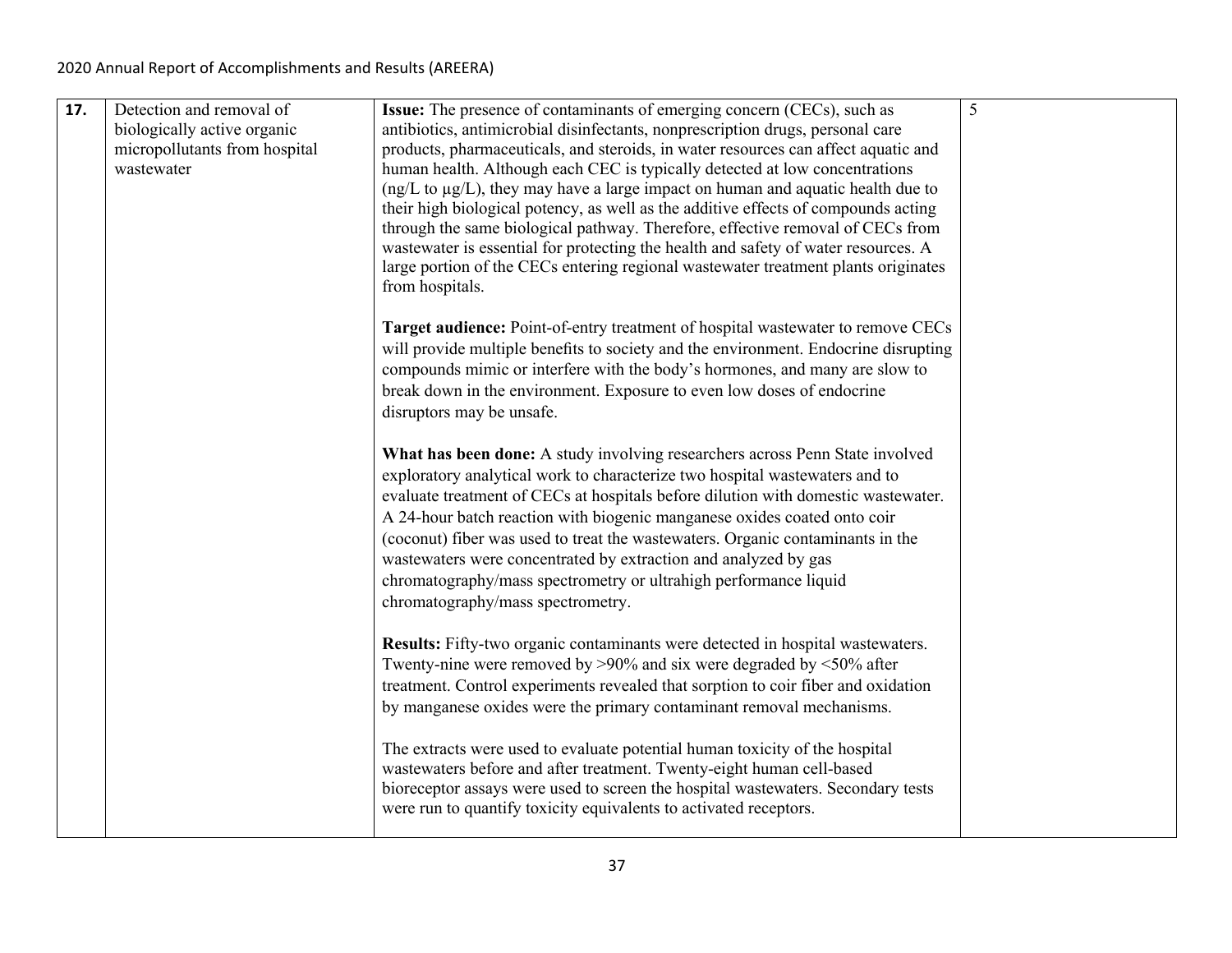| 17. | Detection and removal of biologically active organic micropollutants from hospital wastewater | **Issue:** The presence of contaminants of emerging concern (CECs), such as antibiotics, antimicrobial disinfectants, nonprescription drugs, personal care products, pharmaceuticals, and steroids, in water resources can affect aquatic and human health. Although each CEC is typically detected at low concentrations (ng/L to µg/L), they may have a large impact on human and aquatic health due to their high biological potency, as well as the additive effects of compounds acting through the same biological pathway. Therefore, effective removal of CECs from wastewater is essential for protecting the health and safety of water resources. A large portion of the CECs entering regional wastewater treatment plants originates from hospitals.<br><br>**Target audience:** Point-of-entry treatment of hospital wastewater to remove CECs will provide multiple benefits to society and the environment. Endocrine disrupting compounds mimic or interfere with the body's hormones, and many are slow to break down in the environment. Exposure to even low doses of endocrine disruptors may be unsafe.<br><br>**What has been done:** A study involving researchers across Penn State involved exploratory analytical work to characterize two hospital wastewaters and to evaluate treatment of CECs at hospitals before dilution with domestic wastewater. A 24-hour batch reaction with biogenic manganese oxides coated onto coir (coconut) fiber was used to treat the wastewaters. Organic contaminants in the wastewaters were concentrated by extraction and analyzed by gas chromatography/mass spectrometry or ultrahigh performance liquid chromatography/mass spectrometry.<br><br>**Results:** Fifty-two organic contaminants were detected in hospital wastewaters. Twenty-nine were removed by >90% and six were degraded by <50% after treatment. Control experiments revealed that sorption to coir fiber and oxidation by manganese oxides were the primary contaminant removal mechanisms.<br><br>The extracts were used to evaluate potential human toxicity of the hospital wastewaters before and after treatment. Twenty-eight human cell-based bioreceptor assays were used to screen the hospital wastewaters. Secondary tests were run to quantify toxicity equivalents to activated receptors. | 5 |
|---|---|---|---|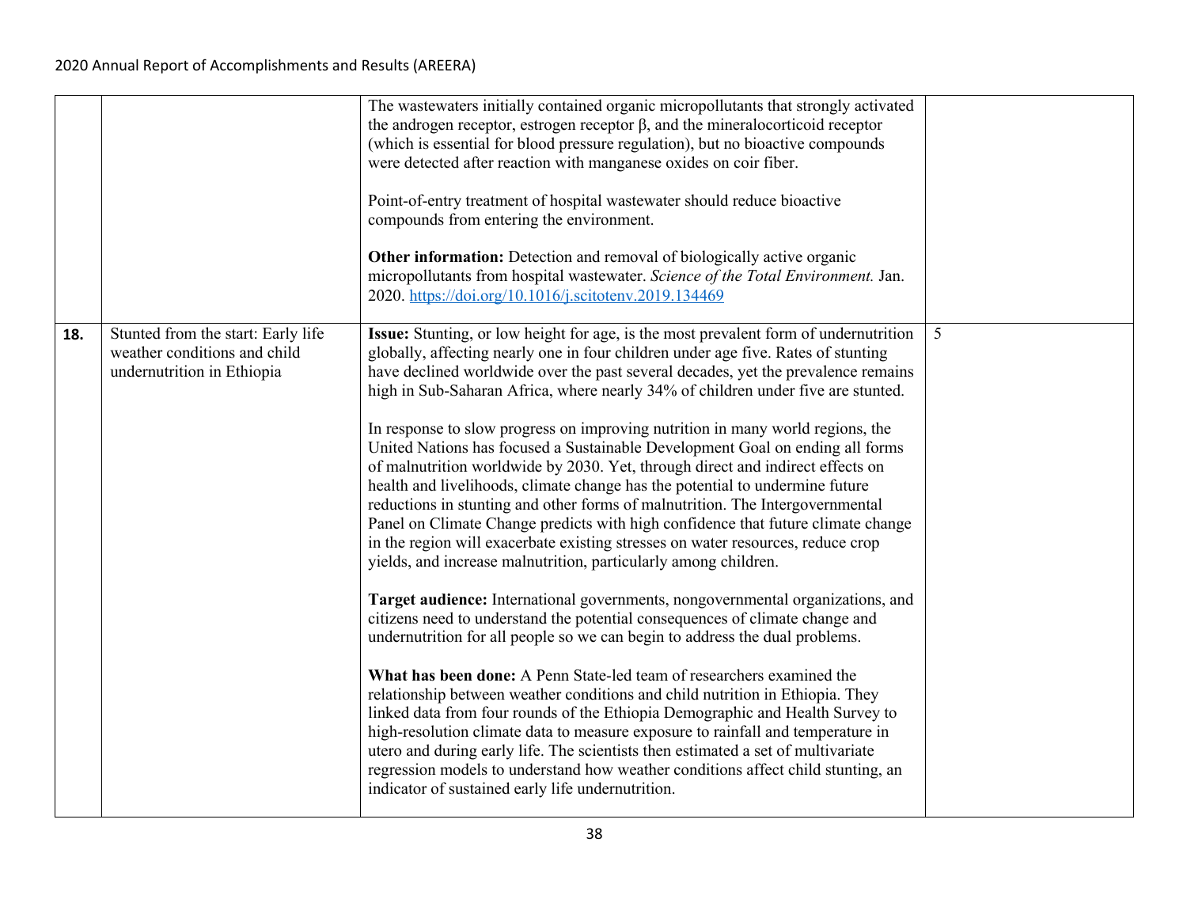| | | | |
|---|---|---|---|
| | | The wastewaters initially contained organic micropollutants that strongly activated the androgen receptor, estrogen receptor β, and the mineralocorticoid receptor (which is essential for blood pressure regulation), but no bioactive compounds were detected after reaction with manganese oxides on coir fiber.<br><br>Point-of-entry treatment of hospital wastewater should reduce bioactive compounds from entering the environment.<br><br>**Other information:** Detection and removal of biologically active organic micropollutants from hospital wastewater. *Science of the Total Environment.* Jan. 2020. https://doi.org/10.1016/j.scitotenv.2019.134469 | |
| **18.** | Stunted from the start: Early life weather conditions and child undernutrition in Ethiopia | **Issue:** Stunting, or low height for age, is the most prevalent form of undernutrition globally, affecting nearly one in four children under age five. Rates of stunting have declined worldwide over the past several decades, yet the prevalence remains high in Sub-Saharan Africa, where nearly 34% of children under five are stunted.<br><br>In response to slow progress on improving nutrition in many world regions, the United Nations has focused a Sustainable Development Goal on ending all forms of malnutrition worldwide by 2030. Yet, through direct and indirect effects on health and livelihoods, climate change has the potential to undermine future reductions in stunting and other forms of malnutrition. The Intergovernmental Panel on Climate Change predicts with high confidence that future climate change in the region will exacerbate existing stresses on water resources, reduce crop yields, and increase malnutrition, particularly among children.<br><br>**Target audience:** International governments, nongovernmental organizations, and citizens need to understand the potential consequences of climate change and undernutrition for all people so we can begin to address the dual problems.<br><br>**What has been done:** A Penn State-led team of researchers examined the relationship between weather conditions and child nutrition in Ethiopia. They linked data from four rounds of the Ethiopia Demographic and Health Survey to high-resolution climate data to measure exposure to rainfall and temperature in utero and during early life. The scientists then estimated a set of multivariate regression models to understand how weather conditions affect child stunting, an indicator of sustained early life undernutrition. | 5 |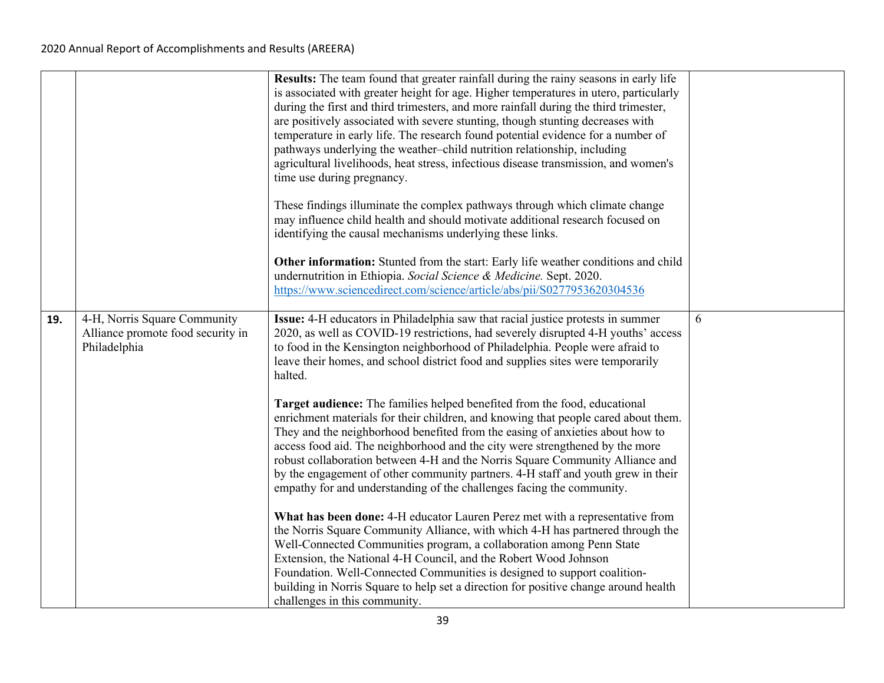| | | | |
|---|---|---|---|
| | | **Results:** The team found that greater rainfall during the rainy seasons in early life is associated with greater height for age. Higher temperatures in utero, particularly during the first and third trimesters, and more rainfall during the third trimester, are positively associated with severe stunting, though stunting decreases with temperature in early life. The research found potential evidence for a number of pathways underlying the weather–child nutrition relationship, including agricultural livelihoods, heat stress, infectious disease transmission, and women's time use during pregnancy.<br><br>These findings illuminate the complex pathways through which climate change may influence child health and should motivate additional research focused on identifying the causal mechanisms underlying these links.<br><br>**Other information:** Stunted from the start: Early life weather conditions and child undernutrition in Ethiopia. *Social Science & Medicine.* Sept. 2020. https://www.sciencedirect.com/science/article/abs/pii/S0277953620304536 | |
| **19.** | 4-H, Norris Square Community Alliance promote food security in Philadelphia | **Issue:** 4-H educators in Philadelphia saw that racial justice protests in summer 2020, as well as COVID-19 restrictions, had severely disrupted 4-H youths' access to food in the Kensington neighborhood of Philadelphia. People were afraid to leave their homes, and school district food and supplies sites were temporarily halted.<br><br>**Target audience:** The families helped benefited from the food, educational enrichment materials for their children, and knowing that people cared about them. They and the neighborhood benefited from the easing of anxieties about how to access food aid. The neighborhood and the city were strengthened by the more robust collaboration between 4-H and the Norris Square Community Alliance and by the engagement of other community partners. 4-H staff and youth grew in their empathy for and understanding of the challenges facing the community.<br><br>**What has been done:** 4-H educator Lauren Perez met with a representative from the Norris Square Community Alliance, with which 4-H has partnered through the Well-Connected Communities program, a collaboration among Penn State Extension, the National 4-H Council, and the Robert Wood Johnson Foundation. Well-Connected Communities is designed to support coalition-building in Norris Square to help set a direction for positive change around health challenges in this community. | 6 |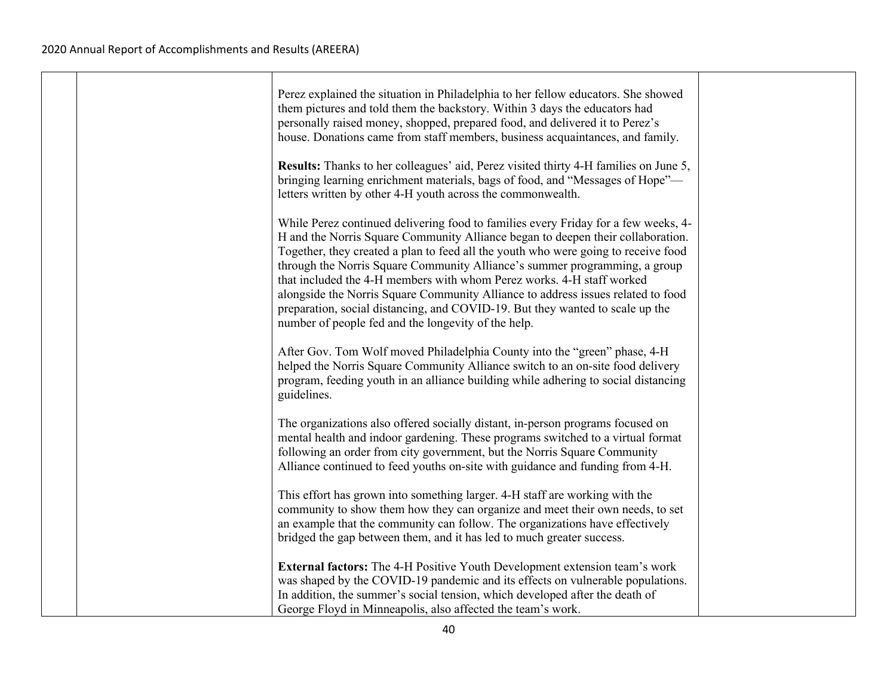| | | | |
|---|---|---|---|
| | | Perez explained the situation in Philadelphia to her fellow educators. She showed them pictures and told them the backstory. Within 3 days the educators had personally raised money, shopped, prepared food, and delivered it to Perez's house. Donations came from staff members, business acquaintances, and family.<br><br>**Results:** Thanks to her colleagues' aid, Perez visited thirty 4-H families on June 5, bringing learning enrichment materials, bags of food, and "Messages of Hope"—letters written by other 4-H youth across the commonwealth.<br><br>While Perez continued delivering food to families every Friday for a few weeks, 4-H and the Norris Square Community Alliance began to deepen their collaboration. Together, they created a plan to feed all the youth who were going to receive food through the Norris Square Community Alliance's summer programming, a group that included the 4-H members with whom Perez works. 4-H staff worked alongside the Norris Square Community Alliance to address issues related to food preparation, social distancing, and COVID-19. But they wanted to scale up the number of people fed and the longevity of the help.<br><br>After Gov. Tom Wolf moved Philadelphia County into the "green" phase, 4-H helped the Norris Square Community Alliance switch to an on-site food delivery program, feeding youth in an alliance building while adhering to social distancing guidelines.<br><br>The organizations also offered socially distant, in-person programs focused on mental health and indoor gardening. These programs switched to a virtual format following an order from city government, but the Norris Square Community Alliance continued to feed youths on-site with guidance and funding from 4-H.<br><br>This effort has grown into something larger. 4-H staff are working with the community to show them how they can organize and meet their own needs, to set an example that the community can follow. The organizations have effectively bridged the gap between them, and it has led to much greater success.<br><br>**External factors:** The 4-H Positive Youth Development extension team's work was shaped by the COVID-19 pandemic and its effects on vulnerable populations. In addition, the summer's social tension, which developed after the death of George Floyd in Minneapolis, also affected the team's work. | |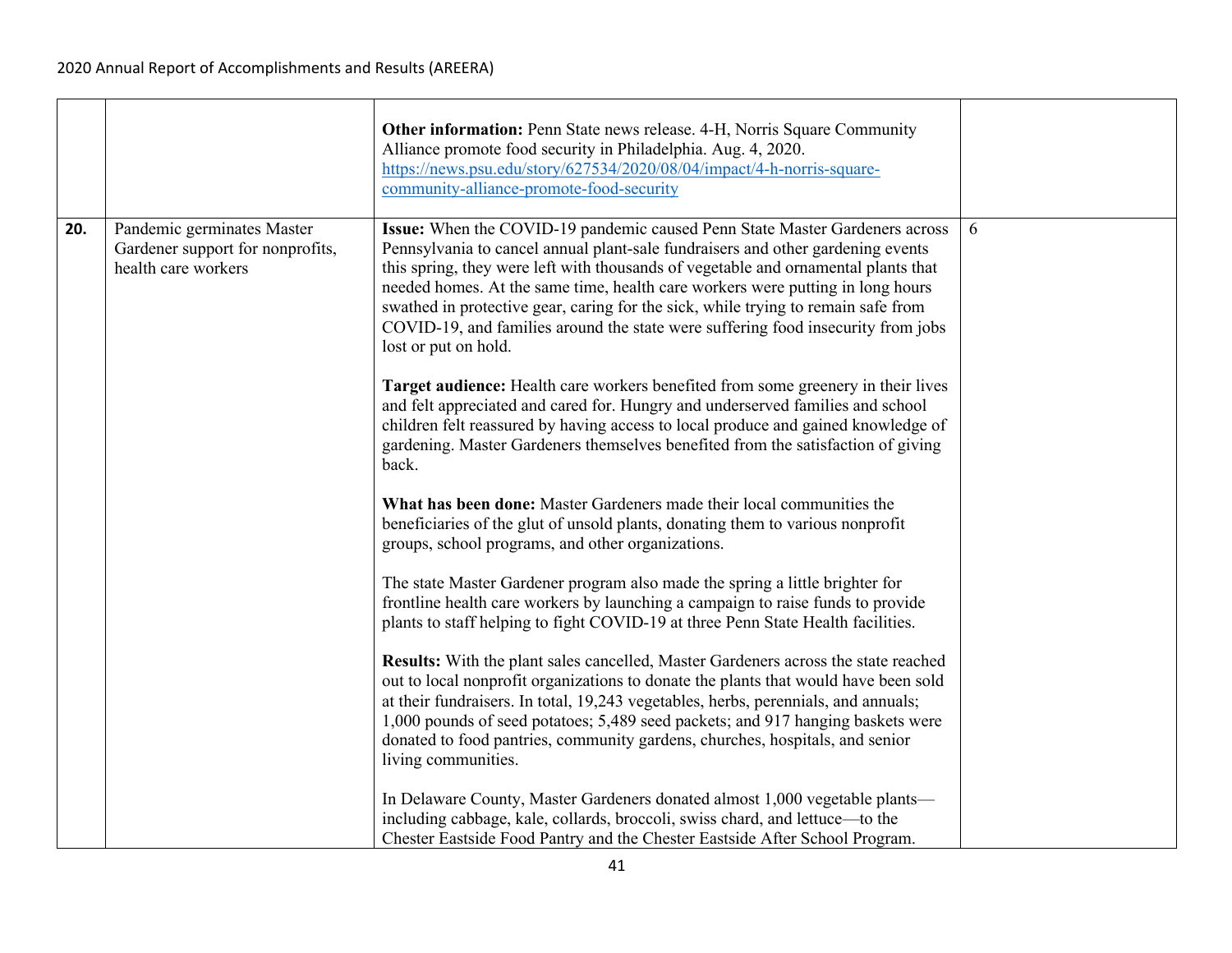| | | | |
|---|---|---|---|
| | | **Other information:** Penn State news release. 4-H, Norris Square Community Alliance promote food security in Philadelphia. Aug. 4, 2020. [https://news.psu.edu/story/627534/2020/08/04/impact/4-h-norris-square-community-alliance-promote-food-security](https://news.psu.edu/story/627534/2020/08/04/impact/4-h-norris-square-community-alliance-promote-food-security) | |
| **20.** | Pandemic germinates Master Gardener support for nonprofits, health care workers | **Issue:** When the COVID-19 pandemic caused Penn State Master Gardeners across Pennsylvania to cancel annual plant-sale fundraisers and other gardening events this spring, they were left with thousands of vegetable and ornamental plants that needed homes. At the same time, health care workers were putting in long hours swathed in protective gear, caring for the sick, while trying to remain safe from COVID-19, and families around the state were suffering food insecurity from jobs lost or put on hold.<br><br>**Target audience:** Health care workers benefited from some greenery in their lives and felt appreciated and cared for. Hungry and underserved families and school children felt reassured by having access to local produce and gained knowledge of gardening. Master Gardeners themselves benefited from the satisfaction of giving back.<br><br>**What has been done:** Master Gardeners made their local communities the beneficiaries of the glut of unsold plants, donating them to various nonprofit groups, school programs, and other organizations.<br><br>The state Master Gardener program also made the spring a little brighter for frontline health care workers by launching a campaign to raise funds to provide plants to staff helping to fight COVID-19 at three Penn State Health facilities.<br><br>**Results:** With the plant sales cancelled, Master Gardeners across the state reached out to local nonprofit organizations to donate the plants that would have been sold at their fundraisers. In total, 19,243 vegetables, herbs, perennials, and annuals; 1,000 pounds of seed potatoes; 5,489 seed packets; and 917 hanging baskets were donated to food pantries, community gardens, churches, hospitals, and senior living communities.<br><br>In Delaware County, Master Gardeners donated almost 1,000 vegetable plants—including cabbage, kale, collards, broccoli, swiss chard, and lettuce—to the Chester Eastside Food Pantry and the Chester Eastside After School Program. | 6 |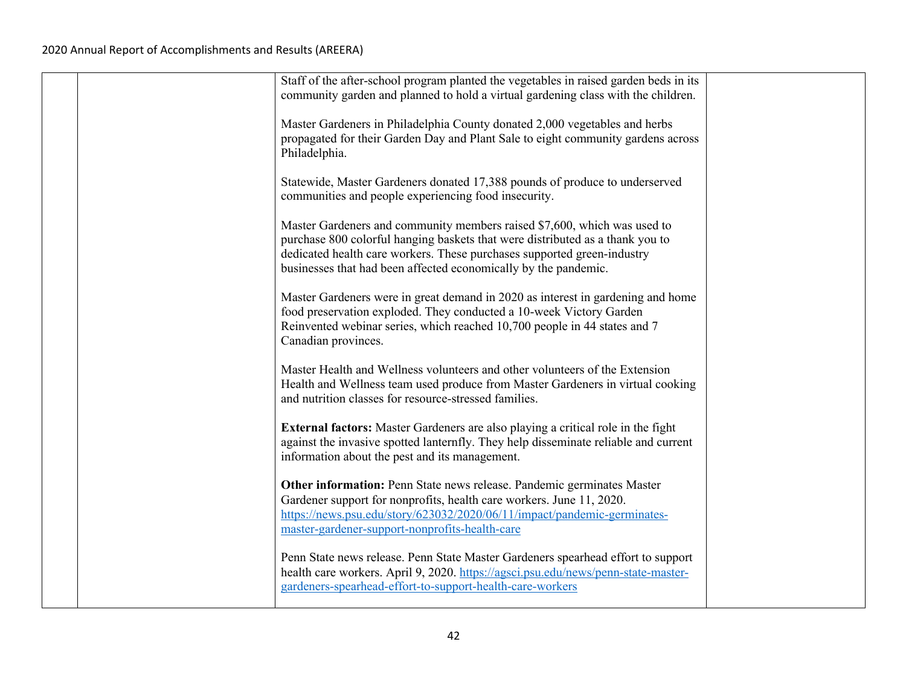| | | | |
|---|---|---|---|
| | | Staff of the after-school program planted the vegetables in raised garden beds in its community garden and planned to hold a virtual gardening class with the children.<br><br>Master Gardeners in Philadelphia County donated 2,000 vegetables and herbs propagated for their Garden Day and Plant Sale to eight community gardens across Philadelphia.<br><br>Statewide, Master Gardeners donated 17,388 pounds of produce to underserved communities and people experiencing food insecurity.<br><br>Master Gardeners and community members raised $7,600, which was used to purchase 800 colorful hanging baskets that were distributed as a thank you to dedicated health care workers. These purchases supported green-industry businesses that had been affected economically by the pandemic.<br><br>Master Gardeners were in great demand in 2020 as interest in gardening and home food preservation exploded. They conducted a 10-week Victory Garden Reinvented webinar series, which reached 10,700 people in 44 states and 7 Canadian provinces.<br><br>Master Health and Wellness volunteers and other volunteers of the Extension Health and Wellness team used produce from Master Gardeners in virtual cooking and nutrition classes for resource-stressed families.<br><br>**External factors:** Master Gardeners are also playing a critical role in the fight against the invasive spotted lanternfly. They help disseminate reliable and current information about the pest and its management.<br><br>**Other information:** Penn State news release. Pandemic germinates Master Gardener support for nonprofits, health care workers. June 11, 2020. https://news.psu.edu/story/623032/2020/06/11/impact/pandemic-germinates-master-gardener-support-nonprofits-health-care<br><br>Penn State news release. Penn State Master Gardeners spearhead effort to support health care workers. April 9, 2020. https://agsci.psu.edu/news/penn-state-master-gardeners-spearhead-effort-to-support-health-care-workers | |